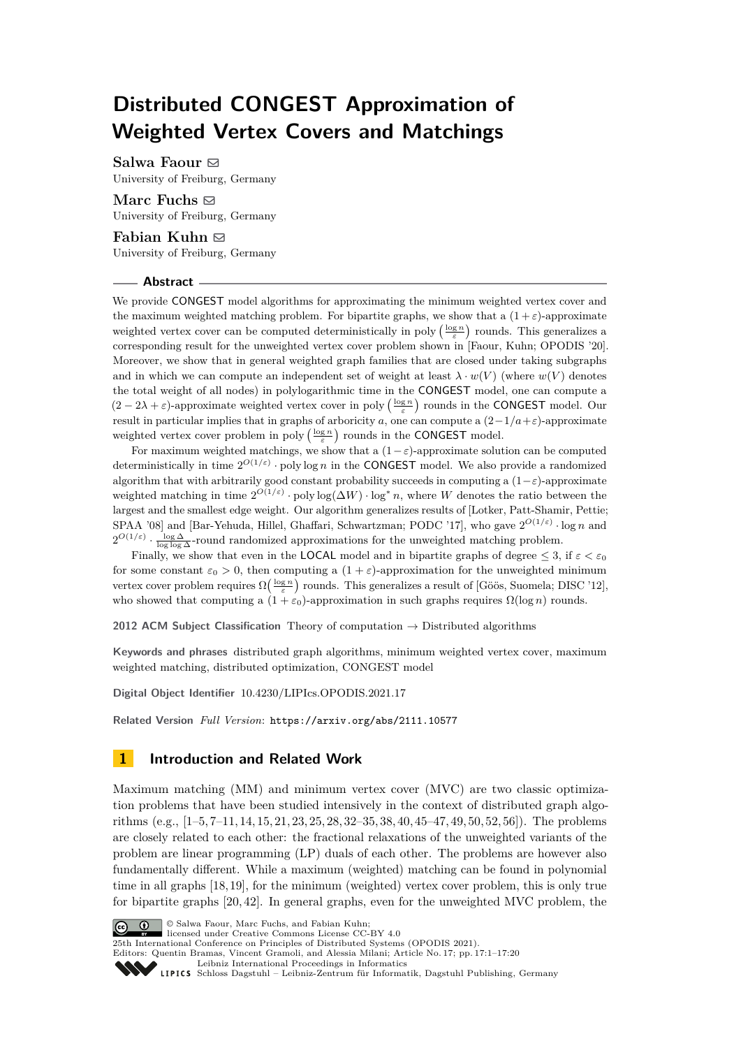# Distributed CONGEST Approximation of Weighted Vertex Covers and Matchings

**Salwa Faour** ✉
University of Freiburg, Germany

**Marc Fuchs** ✉
University of Freiburg, Germany

**Fabian Kuhn** ✉
University of Freiburg, Germany

## Abstract

We provide CONGEST model algorithms for approximating the minimum weighted vertex cover and the maximum weighted matching problem. For bipartite graphs, we show that a $(1+\varepsilon)$-approximate weighted vertex cover can be computed deterministically in $\mathrm{poly}\left(\frac{\log n}{\varepsilon}\right)$ rounds. This generalizes a corresponding result for the unweighted vertex cover problem shown in [Faour, Kuhn; OPODIS '20]. Moreover, we show that in general weighted graph families that are closed under taking subgraphs and in which we can compute an independent set of weight at least $\lambda \cdot w(V)$ (where $w(V)$ denotes the total weight of all nodes) in polylogarithmic time in the CONGEST model, one can compute a $(2-2\lambda+\varepsilon)$-approximate weighted vertex cover in $\mathrm{poly}\left(\frac{\log n}{\varepsilon}\right)$ rounds in the CONGEST model. Our result in particular implies that in graphs of arboricity $a$, one can compute a $(2-1/a+\varepsilon)$-approximate weighted vertex cover problem in $\mathrm{poly}\left(\frac{\log n}{\varepsilon}\right)$ rounds in the CONGEST model.

For maximum weighted matchings, we show that a $(1-\varepsilon)$-approximate solution can be computed deterministically in time $2^{O(1/\varepsilon)} \cdot \mathrm{poly}\log n$ in the CONGEST model. We also provide a randomized algorithm that with arbitrarily good constant probability succeeds in computing a $(1-\varepsilon)$-approximate weighted matching in time $2^{O(1/\varepsilon)} \cdot \mathrm{poly}\log(\Delta W) \cdot \log^* n$, where $W$ denotes the ratio between the largest and the smallest edge weight. Our algorithm generalizes results of [Lotker, Patt-Shamir, Pettie; SPAA '08] and [Bar-Yehuda, Hillel, Ghaffari, Schwartzman; PODC '17], who gave $2^{O(1/\varepsilon)} \cdot \log n$ and $2^{O(1/\varepsilon)} \cdot \frac{\log \Delta}{\log\log \Delta}$-round randomized approximations for the unweighted matching problem.

Finally, we show that even in the LOCAL model and in bipartite graphs of degree $\leq 3$, if $\varepsilon < \varepsilon_0$ for some constant $\varepsilon_0 > 0$, then computing a $(1+\varepsilon)$-approximation for the unweighted minimum vertex cover problem requires $\Omega\left(\frac{\log n}{\varepsilon}\right)$ rounds. This generalizes a result of [Göös, Suomela; DISC '12], who showed that computing a $(1+\varepsilon_0)$-approximation in such graphs requires $\Omega(\log n)$ rounds.

**2012 ACM Subject Classification** Theory of computation → Distributed algorithms

**Keywords and phrases** distributed graph algorithms, minimum weighted vertex cover, maximum weighted matching, distributed optimization, CONGEST model

**Digital Object Identifier** 10.4230/LIPIcs.OPODIS.2021.17

**Related Version** *Full Version*: https://arxiv.org/abs/2111.10577

## 1 Introduction and Related Work

Maximum matching (MM) and minimum vertex cover (MVC) are two classic optimization problems that have been studied intensively in the context of distributed graph algorithms (e.g., [1–5, 7–11, 14, 15, 21, 23, 25, 28, 32–35, 38, 40, 45–47, 49, 50, 52, 56]). The problems are closely related to each other: the fractional relaxations of the unweighted variants of the problem are linear programming (LP) duals of each other. The problems are however also fundamentally different. While a maximum (weighted) matching can be found in polynomial time in all graphs [18, 19], for the minimum (weighted) vertex cover problem, this is only true for bipartite graphs [20, 42]. In general graphs, even for the unweighted MVC problem, the

© Salwa Faour, Marc Fuchs, and Fabian Kuhn;
licensed under Creative Commons License CC-BY 4.0
25th International Conference on Principles of Distributed Systems (OPODIS 2021).
Editors: Quentin Bramas, Vincent Gramoli, and Alessia Milani; Article No. 17; pp. 17:1–17:20
Leibniz International Proceedings in Informatics
Schloss Dagstuhl – Leibniz-Zentrum für Informatik, Dagstuhl Publishing, Germany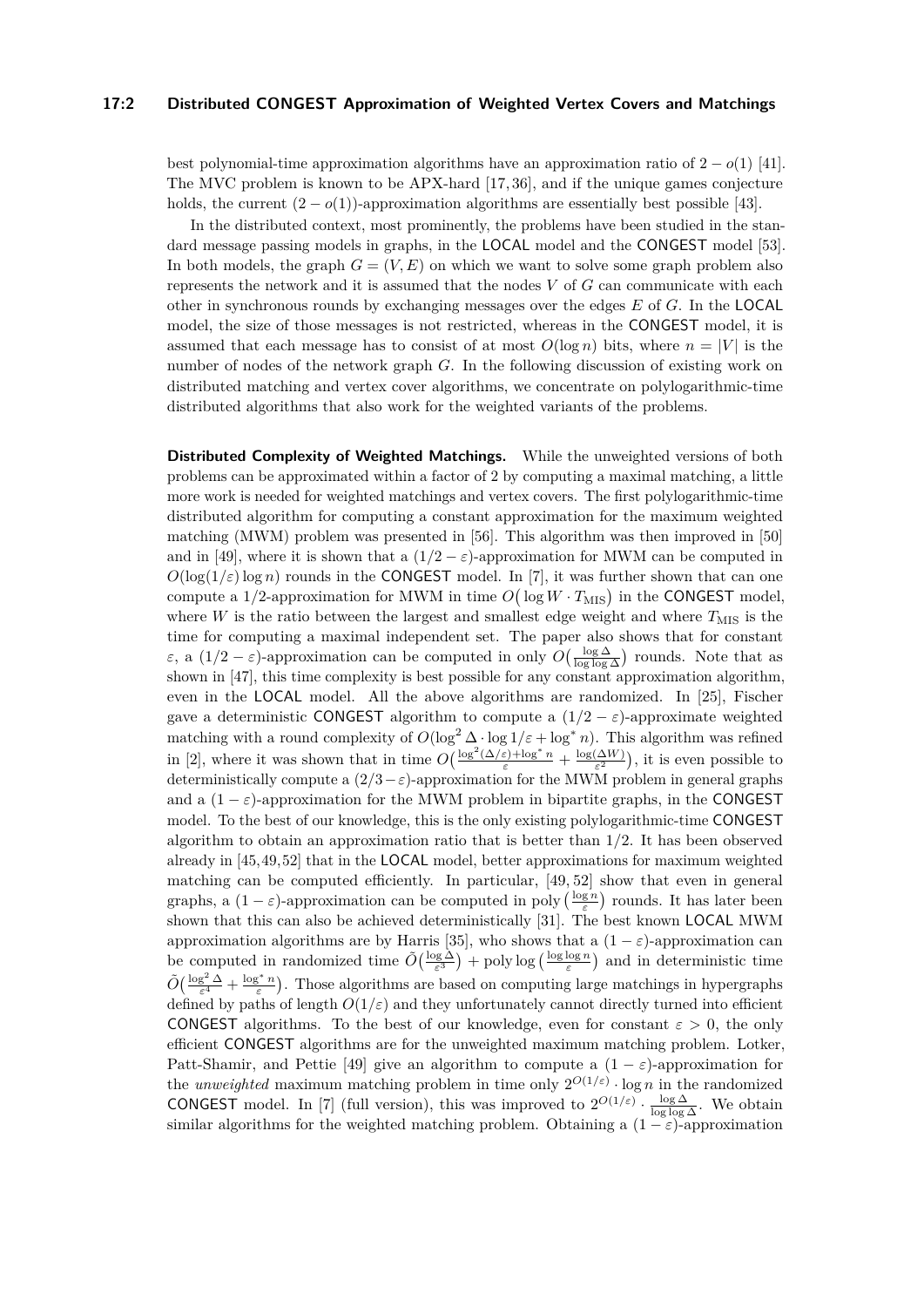best polynomial-time approximation algorithms have an approximation ratio of $2 - o(1)$ [41]. The MVC problem is known to be APX-hard [17, 36], and if the unique games conjecture holds, the current $(2 - o(1))$-approximation algorithms are essentially best possible [43].

In the distributed context, most prominently, the problems have been studied in the standard message passing models in graphs, in the LOCAL model and the CONGEST model [53]. In both models, the graph $G = (V, E)$ on which we want to solve some graph problem also represents the network and it is assumed that the nodes $V$ of $G$ can communicate with each other in synchronous rounds by exchanging messages over the edges $E$ of $G$. In the LOCAL model, the size of those messages is not restricted, whereas in the CONGEST model, it is assumed that each message has to consist of at most $O(\log n)$ bits, where $n = |V|$ is the number of nodes of the network graph $G$. In the following discussion of existing work on distributed matching and vertex cover algorithms, we concentrate on polylogarithmic-time distributed algorithms that also work for the weighted variants of the problems.

**Distributed Complexity of Weighted Matchings.** While the unweighted versions of both problems can be approximated within a factor of 2 by computing a maximal matching, a little more work is needed for weighted matchings and vertex covers. The first polylogarithmic-time distributed algorithm for computing a constant approximation for the maximum weighted matching (MWM) problem was presented in [56]. This algorithm was then improved in [50] and in [49], where it is shown that a $(1/2 - \varepsilon)$-approximation for MWM can be computed in $O(\log(1/\varepsilon) \log n)$ rounds in the CONGEST model. In [7], it was further shown that can one compute a 1/2-approximation for MWM in time $O\big(\log W \cdot T_{\text{MIS}}\big)$ in the CONGEST model, where $W$ is the ratio between the largest and smallest edge weight and where $T_{\text{MIS}}$ is the time for computing a maximal independent set. The paper also shows that for constant $\varepsilon$, a $(1/2 - \varepsilon)$-approximation can be computed in only $O\big(\frac{\log \Delta}{\log \log \Delta}\big)$ rounds. Note that as shown in [47], this time complexity is best possible for any constant approximation algorithm, even in the LOCAL model. All the above algorithms are randomized. In [25], Fischer gave a deterministic CONGEST algorithm to compute a $(1/2 - \varepsilon)$-approximate weighted matching with a round complexity of $O(\log^2 \Delta \cdot \log 1/\varepsilon + \log^* n)$. This algorithm was refined in [2], where it was shown that in time $O\big(\frac{\log^2(\Delta/\varepsilon) + \log^* n}{\varepsilon} + \frac{\log(\Delta W)}{\varepsilon^2}\big)$, it is even possible to deterministically compute a $(2/3 - \varepsilon)$-approximation for the MWM problem in general graphs and a $(1 - \varepsilon)$-approximation for the MWM problem in bipartite graphs, in the CONGEST model. To the best of our knowledge, this is the only existing polylogarithmic-time CONGEST algorithm to obtain an approximation ratio that is better than 1/2. It has been observed already in [45, 49, 52] that in the LOCAL model, better approximations for maximum weighted matching can be computed efficiently. In particular, [49, 52] show that even in general graphs, a $(1 - \varepsilon)$-approximation can be computed in $\text{poly}\big(\frac{\log n}{\varepsilon}\big)$ rounds. It has later been shown that this can also be achieved deterministically [31]. The best known LOCAL MWM approximation algorithms are by Harris [35], who shows that a $(1 - \varepsilon)$-approximation can be computed in randomized time $\tilde{O}\big(\frac{\log \Delta}{\varepsilon^3}\big) + \text{poly} \log\big(\frac{\log \log n}{\varepsilon}\big)$ and in deterministic time $\tilde{O}\big(\frac{\log^2 \Delta}{\varepsilon^4} + \frac{\log^* n}{\varepsilon}\big)$. Those algorithms are based on computing large matchings in hypergraphs defined by paths of length $O(1/\varepsilon)$ and they unfortunately cannot directly turned into efficient CONGEST algorithms. To the best of our knowledge, even for constant $\varepsilon > 0$, the only efficient CONGEST algorithms are for the unweighted maximum matching problem. Lotker, Patt-Shamir, and Pettie [49] give an algorithm to compute a $(1 - \varepsilon)$-approximation for the *unweighted* maximum matching problem in time only $2^{O(1/\varepsilon)} \cdot \log n$ in the randomized CONGEST model. In [7] (full version), this was improved to $2^{O(1/\varepsilon)} \cdot \frac{\log \Delta}{\log \log \Delta}$. We obtain similar algorithms for the weighted matching problem. Obtaining a $(1 - \varepsilon)$-approximation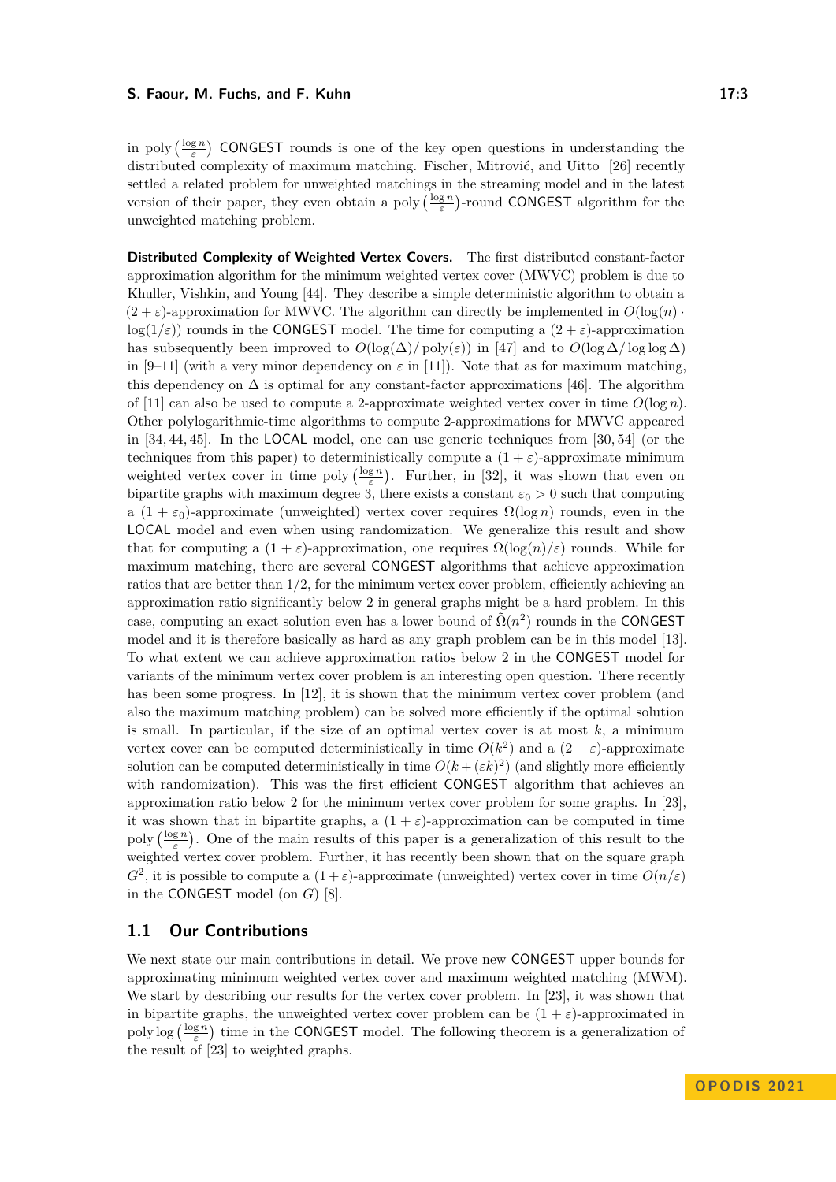in poly$\left(\frac{\log n}{\varepsilon}\right)$ CONGEST rounds is one of the key open questions in understanding the distributed complexity of maximum matching. Fischer, Mitrović, and Uitto [26] recently settled a related problem for unweighted matchings in the streaming model and in the latest version of their paper, they even obtain a poly$\left(\frac{\log n}{\varepsilon}\right)$-round CONGEST algorithm for the unweighted matching problem.

**Distributed Complexity of Weighted Vertex Covers.** The first distributed constant-factor approximation algorithm for the minimum weighted vertex cover (MWVC) problem is due to Khuller, Vishkin, and Young [44]. They describe a simple deterministic algorithm to obtain a $(2+\varepsilon)$-approximation for MWVC. The algorithm can directly be implemented in $O(\log(n) \cdot \log(1/\varepsilon))$ rounds in the CONGEST model. The time for computing a $(2+\varepsilon)$-approximation has subsequently been improved to $O(\log(\Delta)/\operatorname{poly}(\varepsilon))$ in [47] and to $O(\log\Delta/\log\log\Delta)$ in [9–11] (with a very minor dependency on $\varepsilon$ in [11]). Note that as for maximum matching, this dependency on $\Delta$ is optimal for any constant-factor approximations [46]. The algorithm of [11] can also be used to compute a 2-approximate weighted vertex cover in time $O(\log n)$. Other polylogarithmic-time algorithms to compute 2-approximations for MWVC appeared in [34, 44, 45]. In the LOCAL model, one can use generic techniques from [30, 54] (or the techniques from this paper) to deterministically compute a $(1+\varepsilon)$-approximate minimum weighted vertex cover in time poly$\left(\frac{\log n}{\varepsilon}\right)$. Further, in [32], it was shown that even on bipartite graphs with maximum degree 3, there exists a constant $\varepsilon_0 > 0$ such that computing a $(1+\varepsilon_0)$-approximate (unweighted) vertex cover requires $\Omega(\log n)$ rounds, even in the LOCAL model and even when using randomization. We generalize this result and show that for computing a $(1+\varepsilon)$-approximation, one requires $\Omega(\log(n)/\varepsilon)$ rounds. While for maximum matching, there are several CONGEST algorithms that achieve approximation ratios that are better than 1/2, for the minimum vertex cover problem, efficiently achieving an approximation ratio significantly below 2 in general graphs might be a hard problem. In this case, computing an exact solution even has a lower bound of $\tilde{\Omega}(n^2)$ rounds in the CONGEST model and it is therefore basically as hard as any graph problem can be in this model [13]. To what extent we can achieve approximation ratios below 2 in the CONGEST model for variants of the minimum vertex cover problem is an interesting open question. There recently has been some progress. In [12], it is shown that the minimum vertex cover problem (and also the maximum matching problem) can be solved more efficiently if the optimal solution is small. In particular, if the size of an optimal vertex cover is at most $k$, a minimum vertex cover can be computed deterministically in time $O(k^2)$ and a $(2-\varepsilon)$-approximate solution can be computed deterministically in time $O(k + (\varepsilon k)^2)$ (and slightly more efficiently with randomization). This was the first efficient CONGEST algorithm that achieves an approximation ratio below 2 for the minimum vertex cover problem for some graphs. In [23], it was shown that in bipartite graphs, a $(1+\varepsilon)$-approximation can be computed in time poly$\left(\frac{\log n}{\varepsilon}\right)$. One of the main results of this paper is a generalization of this result to the weighted vertex cover problem. Further, it has recently been shown that on the square graph $G^2$, it is possible to compute a $(1+\varepsilon)$-approximate (unweighted) vertex cover in time $O(n/\varepsilon)$ in the CONGEST model (on $G$) [8].

## 1.1 Our Contributions

We next state our main contributions in detail. We prove new CONGEST upper bounds for approximating minimum weighted vertex cover and maximum weighted matching (MWM). We start by describing our results for the vertex cover problem. In [23], it was shown that in bipartite graphs, the unweighted vertex cover problem can be $(1+\varepsilon)$-approximated in poly log$\left(\frac{\log n}{\varepsilon}\right)$ time in the CONGEST model. The following theorem is a generalization of the result of [23] to weighted graphs.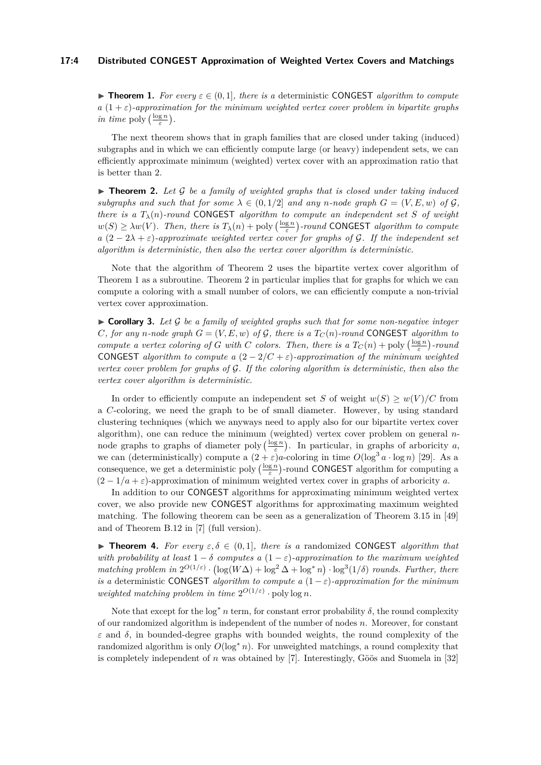▶ **Theorem 1.** *For every $\varepsilon \in (0,1]$, there is a* deterministic CONGEST *algorithm to compute a $(1+\varepsilon)$-approximation for the minimum weighted vertex cover problem in bipartite graphs in time* $\mathrm{poly}\left(\frac{\log n}{\varepsilon}\right)$.

The next theorem shows that in graph families that are closed under taking (induced) subgraphs and in which we can efficiently compute large (or heavy) independent sets, we can efficiently approximate minimum (weighted) vertex cover with an approximation ratio that is better than 2.

▶ **Theorem 2.** *Let $\mathcal{G}$ be a family of weighted graphs that is closed under taking induced subgraphs and such that for some $\lambda \in (0, 1/2]$ and any $n$-node graph $G = (V, E, w)$ of $\mathcal{G}$, there is a $T_\lambda(n)$-round* CONGEST *algorithm to compute an independent set $S$ of weight $w(S) \geq \lambda w(V)$. Then, there is $T_\lambda(n) + \mathrm{poly}\left(\frac{\log n}{\varepsilon}\right)$-round* CONGEST *algorithm to compute a $(2 - 2\lambda + \varepsilon)$-approximate weighted vertex cover for graphs of $\mathcal{G}$. If the independent set algorithm is deterministic, then also the vertex cover algorithm is deterministic.*

Note that the algorithm of Theorem 2 uses the bipartite vertex cover algorithm of Theorem 1 as a subroutine. Theorem 2 in particular implies that for graphs for which we can compute a coloring with a small number of colors, we can efficiently compute a non-trivial vertex cover approximation.

▶ **Corollary 3.** *Let $\mathcal{G}$ be a family of weighted graphs such that for some non-negative integer $C$, for any $n$-node graph $G = (V, E, w)$ of $\mathcal{G}$, there is a $T_C(n)$-round* CONGEST *algorithm to compute a vertex coloring of $G$ with $C$ colors. Then, there is a $T_C(n) + \mathrm{poly}\left(\frac{\log n}{\varepsilon}\right)$-round* CONGEST *algorithm to compute a $(2 - 2/C + \varepsilon)$-approximation of the minimum weighted vertex cover problem for graphs of $\mathcal{G}$. If the coloring algorithm is deterministic, then also the vertex cover algorithm is deterministic.*

In order to efficiently compute an independent set $S$ of weight $w(S) \geq w(V)/C$ from a $C$-coloring, we need the graph to be of small diameter. However, by using standard clustering techniques (which we anyways need to apply also for our bipartite vertex cover algorithm), one can reduce the minimum (weighted) vertex cover problem on general $n$-node graphs to graphs of diameter $\mathrm{poly}\left(\frac{\log n}{\varepsilon}\right)$. In particular, in graphs of arboricity $a$, we can (deterministically) compute a $(2+\varepsilon)a$-coloring in time $O(\log^3 a \cdot \log n)$ [29]. As a consequence, we get a deterministic $\mathrm{poly}\left(\frac{\log n}{\varepsilon}\right)$-round CONGEST algorithm for computing a $(2 - 1/a + \varepsilon)$-approximation of minimum weighted vertex cover in graphs of arboricity $a$.

In addition to our CONGEST algorithms for approximating minimum weighted vertex cover, we also provide new CONGEST algorithms for approximating maximum weighted matching. The following theorem can be seen as a generalization of Theorem 3.15 in [49] and of Theorem B.12 in [7] (full version).

▶ **Theorem 4.** *For every $\varepsilon, \delta \in (0, 1]$, there is a* randomized CONGEST *algorithm that with probability at least $1 - \delta$ computes a $(1-\varepsilon)$-approximation to the maximum weighted matching problem in $2^{O(1/\varepsilon)} \cdot \left(\log(W\Delta) + \log^2 \Delta + \log^* n\right) \cdot \log^3(1/\delta)$ rounds. Further, there is a* deterministic CONGEST *algorithm to compute a $(1-\varepsilon)$-approximation for the minimum weighted matching problem in time $2^{O(1/\varepsilon)} \cdot \mathrm{poly} \log n$.*

Note that except for the $\log^* n$ term, for constant error probability $\delta$, the round complexity of our randomized algorithm is independent of the number of nodes $n$. Moreover, for constant $\varepsilon$ and $\delta$, in bounded-degree graphs with bounded weights, the round complexity of the randomized algorithm is only $O(\log^* n)$. For unweighted matchings, a round complexity that is completely independent of $n$ was obtained by [7]. Interestingly, Göös and Suomela in [32]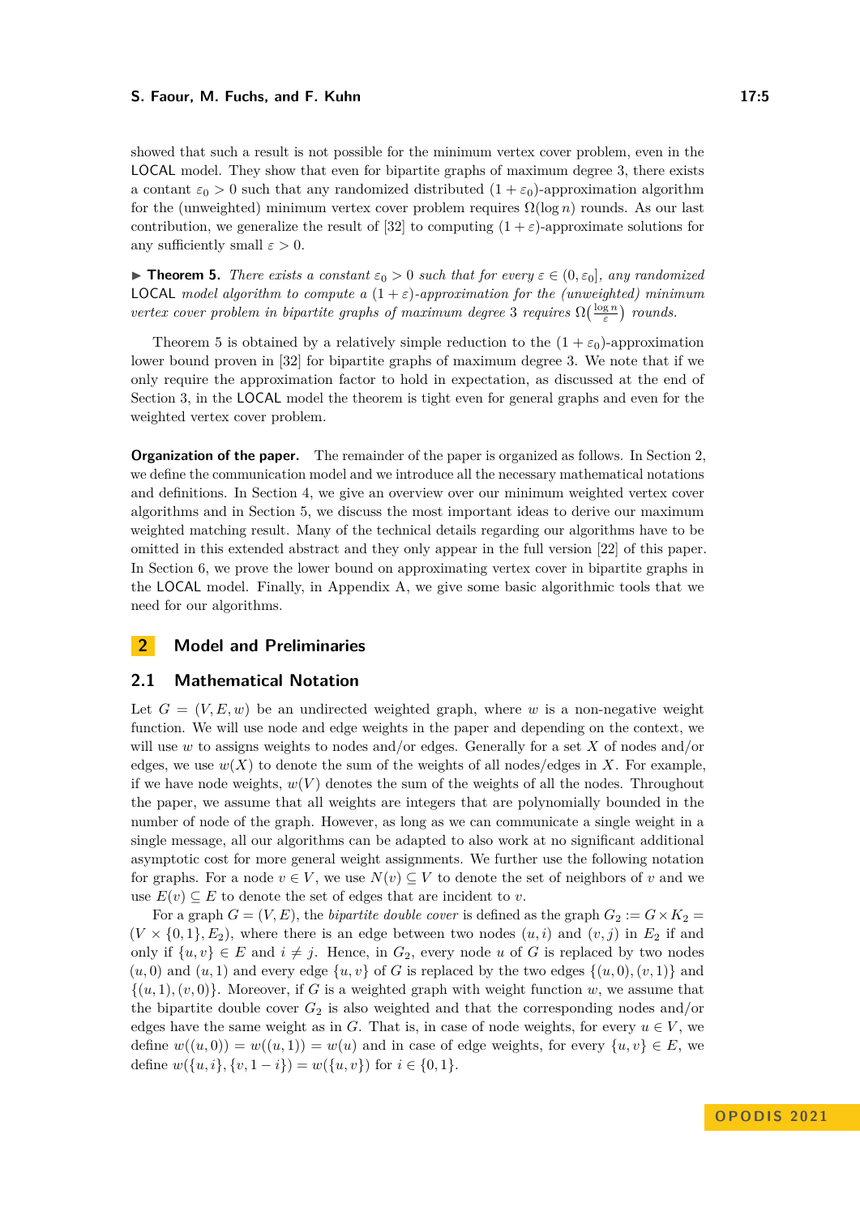showed that such a result is not possible for the minimum vertex cover problem, even in the LOCAL model. They show that even for bipartite graphs of maximum degree 3, there exists a contant $\varepsilon_0 > 0$ such that any randomized distributed $(1 + \varepsilon_0)$-approximation algorithm for the (unweighted) minimum vertex cover problem requires $\Omega(\log n)$ rounds. As our last contribution, we generalize the result of [32] to computing $(1 + \varepsilon)$-approximate solutions for any sufficiently small $\varepsilon > 0$.

▶ **Theorem 5.** *There exists a constant $\varepsilon_0 > 0$ such that for every $\varepsilon \in (0, \varepsilon_0]$, any randomized LOCAL model algorithm to compute a $(1 + \varepsilon)$-approximation for the (unweighted) minimum vertex cover problem in bipartite graphs of maximum degree 3 requires $\Omega\left(\frac{\log n}{\varepsilon}\right)$ rounds.*

Theorem 5 is obtained by a relatively simple reduction to the $(1 + \varepsilon_0)$-approximation lower bound proven in [32] for bipartite graphs of maximum degree 3. We note that if we only require the approximation factor to hold in expectation, as discussed at the end of Section 3, in the LOCAL model the theorem is tight even for general graphs and even for the weighted vertex cover problem.

**Organization of the paper.** The remainder of the paper is organized as follows. In Section 2, we define the communication model and we introduce all the necessary mathematical notations and definitions. In Section 4, we give an overview over our minimum weighted vertex cover algorithms and in Section 5, we discuss the most important ideas to derive our maximum weighted matching result. Many of the technical details regarding our algorithms have to be omitted in this extended abstract and they only appear in the full version [22] of this paper. In Section 6, we prove the lower bound on approximating vertex cover in bipartite graphs in the LOCAL model. Finally, in Appendix A, we give some basic algorithmic tools that we need for our algorithms.

## 2 Model and Preliminaries

### 2.1 Mathematical Notation

Let $G = (V, E, w)$ be an undirected weighted graph, where $w$ is a non-negative weight function. We will use node and edge weights in the paper and depending on the context, we will use $w$ to assigns weights to nodes and/or edges. Generally for a set $X$ of nodes and/or edges, we use $w(X)$ to denote the sum of the weights of all nodes/edges in $X$. For example, if we have node weights, $w(V)$ denotes the sum of the weights of all the nodes. Throughout the paper, we assume that all weights are integers that are polynomially bounded in the number of node of the graph. However, as long as we can communicate a single weight in a single message, all our algorithms can be adapted to also work at no significant additional asymptotic cost for more general weight assignments. We further use the following notation for graphs. For a node $v \in V$, we use $N(v) \subseteq V$ to denote the set of neighbors of $v$ and we use $E(v) \subseteq E$ to denote the set of edges that are incident to $v$.

For a graph $G = (V, E)$, the *bipartite double cover* is defined as the graph $G_2 := G \times K_2 = (V \times \{0, 1\}, E_2)$, where there is an edge between two nodes $(u, i)$ and $(v, j)$ in $E_2$ if and only if $\{u, v\} \in E$ and $i \neq j$. Hence, in $G_2$, every node $u$ of $G$ is replaced by two nodes $(u, 0)$ and $(u, 1)$ and every edge $\{u, v\}$ of $G$ is replaced by the two edges $\{(u, 0), (v, 1)\}$ and $\{(u, 1), (v, 0)\}$. Moreover, if $G$ is a weighted graph with weight function $w$, we assume that the bipartite double cover $G_2$ is also weighted and that the corresponding nodes and/or edges have the same weight as in $G$. That is, in case of node weights, for every $u \in V$, we define $w((u, 0)) = w((u, 1)) = w(u)$ and in case of edge weights, for every $\{u, v\} \in E$, we define $w(\{u, i\}, \{v, 1 - i\}) = w(\{u, v\})$ for $i \in \{0, 1\}$.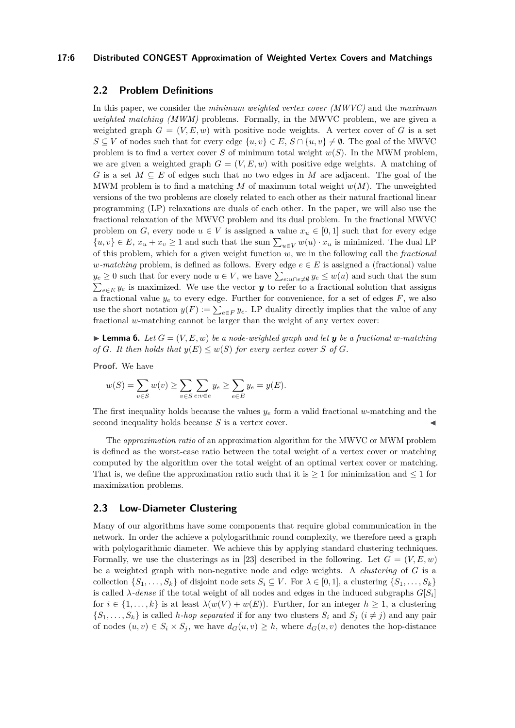## 2.2 Problem Definitions

In this paper, we consider the *minimum weighted vertex cover (MWVC)* and the *maximum weighted matching (MWM)* problems. Formally, in the MWVC problem, we are given a weighted graph $G = (V, E, w)$ with positive node weights. A vertex cover of $G$ is a set $S \subseteq V$ of nodes such that for every edge $\{u, v\} \in E$, $S \cap \{u, v\} \neq \emptyset$. The goal of the MWVC problem is to find a vertex cover $S$ of minimum total weight $w(S)$. In the MWM problem, we are given a weighted graph $G = (V, E, w)$ with positive edge weights. A matching of $G$ is a set $M \subseteq E$ of edges such that no two edges in $M$ are adjacent. The goal of the MWM problem is to find a matching $M$ of maximum total weight $w(M)$. The unweighted versions of the two problems are closely related to each other as their natural fractional linear programming (LP) relaxations are duals of each other. In the paper, we will also use the fractional relaxation of the MWVC problem and its dual problem. In the fractional MWVC problem on $G$, every node $u \in V$ is assigned a value $x_u \in [0, 1]$ such that for every edge $\{u, v\} \in E$, $x_u + x_v \geq 1$ and such that the sum $\sum_{u \in V} w(u) \cdot x_u$ is minimized. The dual LP of this problem, which for a given weight function $w$, we in the following call the *fractional $w$-matching* problem, is defined as follows. Every edge $e \in E$ is assigned a (fractional) value $y_e \geq 0$ such that for every node $u \in V$, we have $\sum_{e : u \cap e \neq \emptyset} y_e \leq w(u)$ and such that the sum $\sum_{e \in E} y_e$ is maximized. We use the vector $\boldsymbol{y}$ to refer to a fractional solution that assigns a fractional value $y_e$ to every edge. Further for convenience, for a set of edges $F$, we also use the short notation $y(F) := \sum_{e \in F} y_e$. LP duality directly implies that the value of any fractional $w$-matching cannot be larger than the weight of any vertex cover:

► **Lemma 6.** *Let $G = (V, E, w)$ be a node-weighted graph and let $\boldsymbol{y}$ be a fractional $w$-matching of $G$. It then holds that $y(E) \leq w(S)$ for every vertex cover $S$ of $G$.*

**Proof.** We have

$$w(S) = \sum_{v \in S} w(v) \geq \sum_{v \in S} \sum_{e : v \in e} y_e \geq \sum_{e \in E} y_e = y(E).$$

The first inequality holds because the values $y_e$ form a valid fractional $w$-matching and the second inequality holds because $S$ is a vertex cover. ◄

The *approximation ratio* of an approximation algorithm for the MWVC or MWM problem is defined as the worst-case ratio between the total weight of a vertex cover or matching computed by the algorithm over the total weight of an optimal vertex cover or matching. That is, we define the approximation ratio such that it is $\geq 1$ for minimization and $\leq 1$ for maximization problems.

## 2.3 Low-Diameter Clustering

Many of our algorithms have some components that require global communication in the network. In order the achieve a polylogarithmic round complexity, we therefore need a graph with polylogarithmic diameter. We achieve this by applying standard clustering techniques. Formally, we use the clusterings as in [23] described in the following. Let $G = (V, E, w)$ be a weighted graph with non-negative node and edge weights. A *clustering* of $G$ is a collection $\{S_1, \ldots, S_k\}$ of disjoint node sets $S_i \subseteq V$. For $\lambda \in [0, 1]$, a clustering $\{S_1, \ldots, S_k\}$ is called *$\lambda$-dense* if the total weight of all nodes and edges in the induced subgraphs $G[S_i]$ for $i \in \{1, \ldots, k\}$ is at least $\lambda(w(V) + w(E))$. Further, for an integer $h \geq 1$, a clustering $\{S_1, \ldots, S_k\}$ is called *$h$-hop separated* if for any two clusters $S_i$ and $S_j$ $(i \neq j)$ and any pair of nodes $(u, v) \in S_i \times S_j$, we have $d_G(u, v) \geq h$, where $d_G(u, v)$ denotes the hop-distance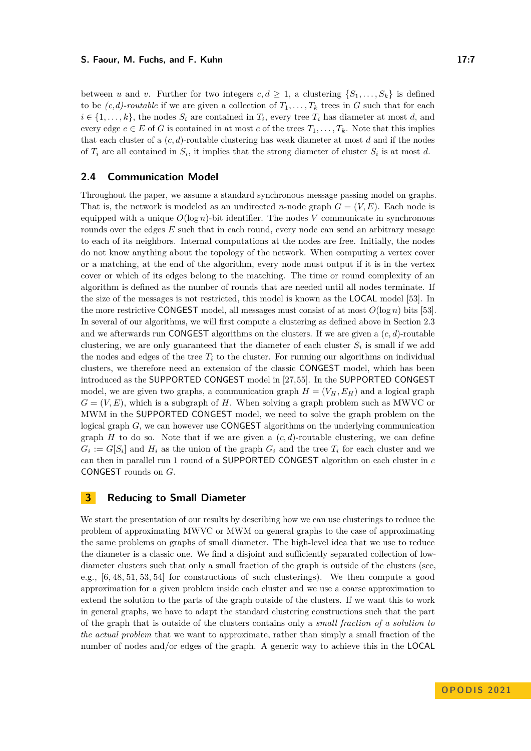between $u$ and $v$. Further for two integers $c, d \geq 1$, a clustering $\{S_1, \ldots, S_k\}$ is defined to be *(c,d)-routable* if we are given a collection of $T_1, \ldots, T_k$ trees in $G$ such that for each $i \in \{1, \ldots, k\}$, the nodes $S_i$ are contained in $T_i$, every tree $T_i$ has diameter at most $d$, and every edge $e \in E$ of $G$ is contained in at most $c$ of the trees $T_1, \ldots, T_k$. Note that this implies that each cluster of a $(c, d)$-routable clustering has weak diameter at most $d$ and if the nodes of $T_i$ are all contained in $S_i$, it implies that the strong diameter of cluster $S_i$ is at most $d$.

## 2.4 Communication Model

Throughout the paper, we assume a standard synchronous message passing model on graphs. That is, the network is modeled as an undirected $n$-node graph $G = (V, E)$. Each node is equipped with a unique $O(\log n)$-bit identifier. The nodes $V$ communicate in synchronous rounds over the edges $E$ such that in each round, every node can send an arbitrary mesage to each of its neighbors. Internal computations at the nodes are free. Initially, the nodes do not know anything about the topology of the network. When computing a vertex cover or a matching, at the end of the algorithm, every node must output if it is in the vertex cover or which of its edges belong to the matching. The time or round complexity of an algorithm is defined as the number of rounds that are needed until all nodes terminate. If the size of the messages is not restricted, this model is known as the LOCAL model [53]. In the more restrictive CONGEST model, all messages must consist of at most $O(\log n)$ bits [53]. In several of our algorithms, we will first compute a clustering as defined above in Section 2.3 and we afterwards run CONGEST algorithms on the clusters. If we are given a $(c, d)$-routable clustering, we are only guaranteed that the diameter of each cluster $S_i$ is small if we add the nodes and edges of the tree $T_i$ to the cluster. For running our algorithms on individual clusters, we therefore need an extension of the classic CONGEST model, which has been introduced as the SUPPORTED CONGEST model in [27,55]. In the SUPPORTED CONGEST model, we are given two graphs, a communication graph $H = (V_H, E_H)$ and a logical graph $G = (V, E)$, which is a subgraph of $H$. When solving a graph problem such as MWVC or MWM in the SUPPORTED CONGEST model, we need to solve the graph problem on the logical graph $G$, we can however use CONGEST algorithms on the underlying communication graph $H$ to do so. Note that if we are given a $(c, d)$-routable clustering, we can define $G_i := G[S_i]$ and $H_i$ as the union of the graph $G_i$ and the tree $T_i$ for each cluster and we can then in parallel run 1 round of a SUPPORTED CONGEST algorithm on each cluster in $c$ CONGEST rounds on $G$.

# 3 Reducing to Small Diameter

We start the presentation of our results by describing how we can use clusterings to reduce the problem of approximating MWVC or MWM on general graphs to the case of approximating the same problems on graphs of small diameter. The high-level idea that we use to reduce the diameter is a classic one. We find a disjoint and sufficiently separated collection of low-diameter clusters such that only a small fraction of the graph is outside of the clusters (see, e.g., [6, 48, 51, 53, 54] for constructions of such clusterings). We then compute a good approximation for a given problem inside each cluster and we use a coarse approximation to extend the solution to the parts of the graph outside of the clusters. If we want this to work in general graphs, we have to adapt the standard clustering constructions such that the part of the graph that is outside of the clusters contains only a *small fraction of a solution to the actual problem* that we want to approximate, rather than simply a small fraction of the number of nodes and/or edges of the graph. A generic way to achieve this in the LOCAL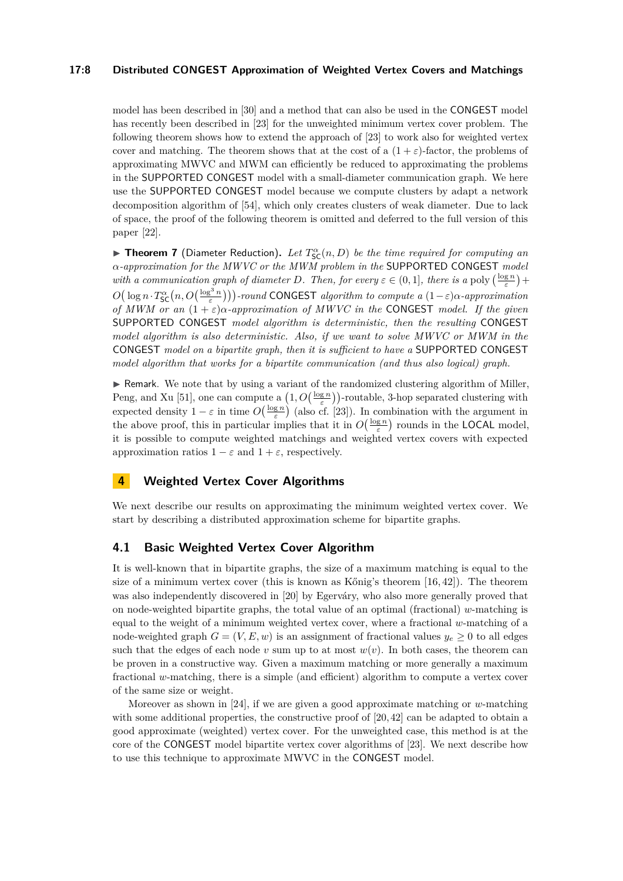model has been described in [30] and a method that can also be used in the CONGEST model has recently been described in [23] for the unweighted minimum vertex cover problem. The following theorem shows how to extend the approach of [23] to work also for weighted vertex cover and matching. The theorem shows that at the cost of a $(1+\varepsilon)$-factor, the problems of approximating MWVC and MWM can efficiently be reduced to approximating the problems in the SUPPORTED CONGEST model with a small-diameter communication graph. We here use the SUPPORTED CONGEST model because we compute clusters by adapt a network decomposition algorithm of [54], which only creates clusters of weak diameter. Due to lack of space, the proof of the following theorem is omitted and deferred to the full version of this paper [22].

▶ **Theorem 7** (Diameter Reduction). *Let $T^{\alpha}_{\mathsf{SC}}(n, D)$ be the time required for computing an $\alpha$-approximation for the MWVC or the MWM problem in the SUPPORTED CONGEST model with a communication graph of diameter $D$. Then, for every $\varepsilon \in (0, 1]$, there is a* $\mathrm{poly}\left(\frac{\log n}{\varepsilon}\right) + O\big(\log n \cdot T^{\alpha}_{\mathsf{SC}}\big(n, O\big(\frac{\log^3 n}{\varepsilon}\big)\big)\big)$*-round CONGEST algorithm to compute a $(1-\varepsilon)\alpha$-approximation of MWM or an $(1+\varepsilon)\alpha$-approximation of MWVC in the CONGEST model. If the given SUPPORTED CONGEST model algorithm is deterministic, then the resulting CONGEST model algorithm is also deterministic. Also, if we want to solve MWVC or MWM in the CONGEST model on a bipartite graph, then it is sufficient to have a SUPPORTED CONGEST model algorithm that works for a bipartite communication (and thus also logical) graph.*

▶ Remark. We note that by using a variant of the randomized clustering algorithm of Miller, Peng, and Xu [51], one can compute a $\big(1, O\big(\frac{\log n}{\varepsilon}\big)\big)$-routable, 3-hop separated clustering with expected density $1-\varepsilon$ in time $O\big(\frac{\log n}{\varepsilon}\big)$ (also cf. [23]). In combination with the argument in the above proof, this in particular implies that it in $O\big(\frac{\log n}{\varepsilon}\big)$ rounds in the LOCAL model, it is possible to compute weighted matchings and weighted vertex covers with expected approximation ratios $1-\varepsilon$ and $1+\varepsilon$, respectively.

## 4 Weighted Vertex Cover Algorithms

We next describe our results on approximating the minimum weighted vertex cover. We start by describing a distributed approximation scheme for bipartite graphs.

### 4.1 Basic Weighted Vertex Cover Algorithm

It is well-known that in bipartite graphs, the size of a maximum matching is equal to the size of a minimum vertex cover (this is known as Kőnig's theorem [16, 42]). The theorem was also independently discovered in [20] by Egerváry, who also more generally proved that on node-weighted bipartite graphs, the total value of an optimal (fractional) $w$-matching is equal to the weight of a minimum weighted vertex cover, where a fractional $w$-matching of a node-weighted graph $G = (V, E, w)$ is an assignment of fractional values $y_e \geq 0$ to all edges such that the edges of each node $v$ sum up to at most $w(v)$. In both cases, the theorem can be proven in a constructive way. Given a maximum matching or more generally a maximum fractional $w$-matching, there is a simple (and efficient) algorithm to compute a vertex cover of the same size or weight.

Moreover as shown in [24], if we are given a good approximate matching or $w$-matching with some additional properties, the constructive proof of [20, 42] can be adapted to obtain a good approximate (weighted) vertex cover. For the unweighted case, this method is at the core of the CONGEST model bipartite vertex cover algorithms of [23]. We next describe how to use this technique to approximate MWVC in the CONGEST model.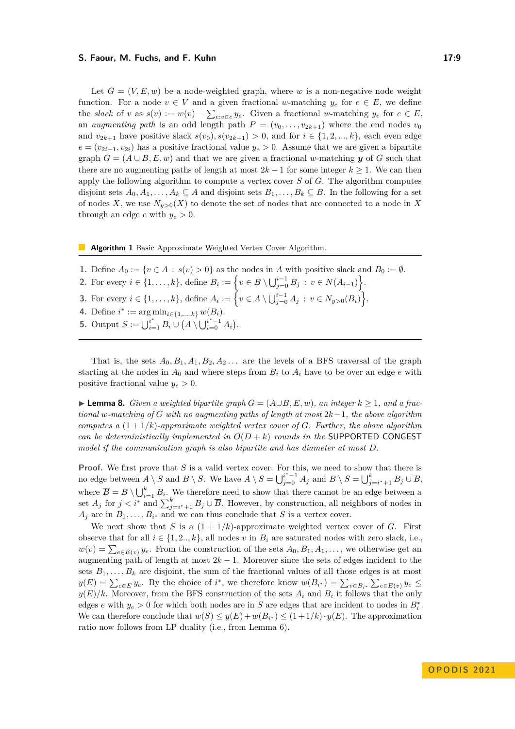Let $G = (V, E, w)$ be a node-weighted graph, where $w$ is a non-negative node weight function. For a node $v \in V$ and a given fractional $w$-matching $y_e$ for $e \in E$, we define the *slack* of $v$ as $s(v) := w(v) - \sum_{e:v \in e} y_e$. Given a fractional $w$-matching $y_e$ for $e \in E$, an *augmenting path* is an odd length path $P = (v_0, \dots, v_{2k+1})$ where the end nodes $v_0$ and $v_{2k+1}$ have positive slack $s(v_0), s(v_{2k+1}) > 0$, and for $i \in \{1, 2, ..., k\}$, each even edge $e = (v_{2i-1}, v_{2i})$ has a positive fractional value $y_e > 0$. Assume that we are given a bipartite graph $G = (A \cup B, E, w)$ and that we are given a fractional $w$-matching $\boldsymbol{y}$ of $G$ such that there are no augmenting paths of length at most $2k - 1$ for some integer $k \geq 1$. We can then apply the following algorithm to compute a vertex cover $S$ of $G$. The algorithm computes disjoint sets $A_0, A_1, \dots, A_k \subseteq A$ and disjoint sets $B_1, \dots, B_k \subseteq B$. In the following for a set of nodes $X$, we use $N_{y>0}(X)$ to denote the set of nodes that are connected to a node in $X$ through an edge $e$ with $y_e > 0$.

**Algorithm 1** Basic Approximate Weighted Vertex Cover Algorithm.

1. Define $A_0 := \{v \in A : s(v) > 0\}$ as the nodes in $A$ with positive slack and $B_0 := \emptyset$.
2. For every $i \in \{1, \dots, k\}$, define $B_i := \left\{ v \in B \setminus \bigcup_{j=0}^{i-1} B_j \; : \; v \in N(A_{i-1}) \right\}$.
3. For every $i \in \{1, \dots, k\}$, define $A_i := \left\{ v \in A \setminus \bigcup_{j=0}^{i-1} A_j \; : \; v \in N_{y>0}(B_i) \right\}$.
4. Define $i^* := \arg\min_{i \in \{1, \dots, k\}} w(B_i)$.
5. Output $S := \bigcup_{i=1}^{i^*} B_i \cup \left(A \setminus \bigcup_{i=0}^{i^*-1} A_i\right)$.

That is, the sets $A_0, B_1, A_1, B_2, A_2 \dots$ are the levels of a BFS traversal of the graph starting at the nodes in $A_0$ and where steps from $B_i$ to $A_i$ have to be over an edge $e$ with positive fractional value $y_e > 0$.

▶ **Lemma 8.** *Given a weighted bipartite graph $G = (A \cup B, E, w)$, an integer $k \geq 1$, and a fractional $w$-matching of $G$ with no augmenting paths of length at most $2k - 1$, the above algorithm computes a $(1 + 1/k)$-approximate weighted vertex cover of $G$. Further, the above algorithm can be deterministically implemented in $O(D + k)$ rounds in the* SUPPORTED CONGEST *model if the communication graph is also bipartite and has diameter at most $D$.*

**Proof.** We first prove that $S$ is a valid vertex cover. For this, we need to show that there is no edge between $A \setminus S$ and $B \setminus S$. We have $A \setminus S = \bigcup_{j=0}^{i^*-1} A_j$ and $B \setminus S = \bigcup_{j=i^*+1}^{k} B_j \cup \overline{B}$, where $\overline{B} = B \setminus \bigcup_{i=1}^{k} B_i$. We therefore need to show that there cannot be an edge between a set $A_j$ for $j < i^*$ and $\sum_{j=i^*+1}^{k} B_j \cup \overline{B}$. However, by construction, all neighbors of nodes in $A_j$ are in $B_1, \dots, B_{i^*}$ and we can thus conclude that $S$ is a vertex cover.

We next show that $S$ is a $(1 + 1/k)$-approximate weighted vertex cover of $G$. First observe that for all $i \in \{1, 2.., k\}$, all nodes $v$ in $B_i$ are saturated nodes with zero slack, i.e., $w(v) = \sum_{e \in E(v)} y_e$. From the construction of the sets $A_0, B_1, A_1, \dots$, we otherwise get an augmenting path of length at most $2k - 1$. Moreover since the sets of edges incident to the sets $B_1, \dots, B_k$ are disjoint, the sum of the fractional values of all those edges is at most $y(E) = \sum_{e \in E} y_e$. By the choice of $i^*$, we therefore know $w(B_{i^*}) = \sum_{v \in B_{i^*}} \sum_{e \in E(v)} y_e \leq y(E)/k$. Moreover, from the BFS construction of the sets $A_i$ and $B_i$ it follows that the only edges $e$ with $y_e > 0$ for which both nodes are in $S$ are edges that are incident to nodes in $B_i^*$. We can therefore conclude that $w(S) \leq y(E) + w(B_{i^*}) \leq (1 + 1/k) \cdot y(E)$. The approximation ratio now follows from LP duality (i.e., from Lemma 6).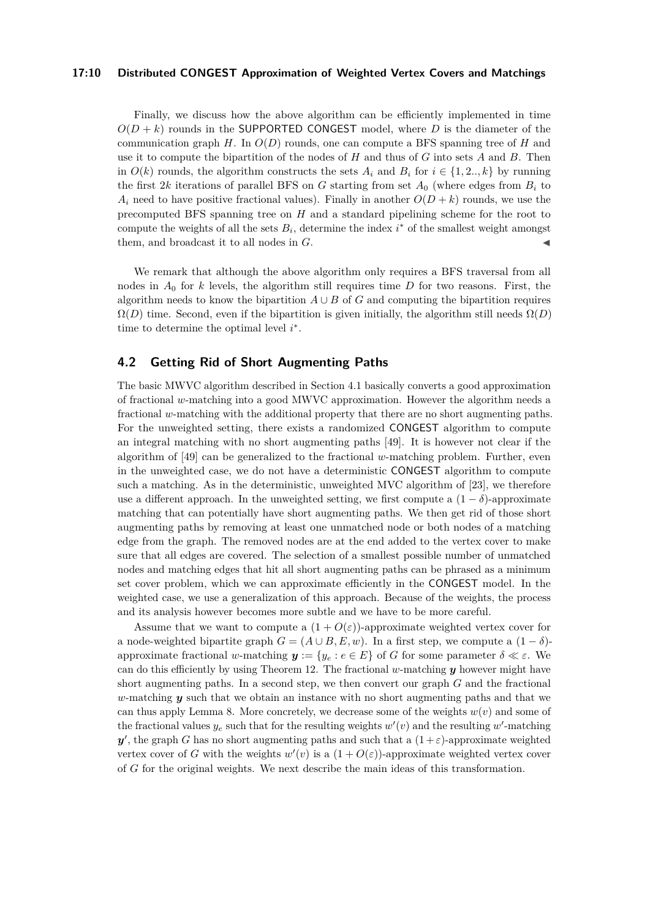Finally, we discuss how the above algorithm can be efficiently implemented in time $O(D+k)$ rounds in the SUPPORTED CONGEST model, where $D$ is the diameter of the communication graph $H$. In $O(D)$ rounds, one can compute a BFS spanning tree of $H$ and use it to compute the bipartition of the nodes of $H$ and thus of $G$ into sets $A$ and $B$. Then in $O(k)$ rounds, the algorithm constructs the sets $A_i$ and $B_i$ for $i \in \{1, 2.., k\}$ by running the first $2k$ iterations of parallel BFS on $G$ starting from set $A_0$ (where edges from $B_i$ to $A_i$ need to have positive fractional values). Finally in another $O(D+k)$ rounds, we use the precomputed BFS spanning tree on $H$ and a standard pipelining scheme for the root to compute the weights of all the sets $B_i$, determine the index $i^*$ of the smallest weight amongst them, and broadcast it to all nodes in $G$. ◀

We remark that although the above algorithm only requires a BFS traversal from all nodes in $A_0$ for $k$ levels, the algorithm still requires time $D$ for two reasons. First, the algorithm needs to know the bipartition $A \cup B$ of $G$ and computing the bipartition requires $\Omega(D)$ time. Second, even if the bipartition is given initially, the algorithm still needs $\Omega(D)$ time to determine the optimal level $i^*$.

## 4.2 Getting Rid of Short Augmenting Paths

The basic MWVC algorithm described in Section 4.1 basically converts a good approximation of fractional $w$-matching into a good MWVC approximation. However the algorithm needs a fractional $w$-matching with the additional property that there are no short augmenting paths. For the unweighted setting, there exists a randomized CONGEST algorithm to compute an integral matching with no short augmenting paths [49]. It is however not clear if the algorithm of [49] can be generalized to the fractional $w$-matching problem. Further, even in the unweighted case, we do not have a deterministic CONGEST algorithm to compute such a matching. As in the deterministic, unweighted MVC algorithm of [23], we therefore use a different approach. In the unweighted setting, we first compute a $(1-\delta)$-approximate matching that can potentially have short augmenting paths. We then get rid of those short augmenting paths by removing at least one unmatched node or both nodes of a matching edge from the graph. The removed nodes are at the end added to the vertex cover to make sure that all edges are covered. The selection of a smallest possible number of unmatched nodes and matching edges that hit all short augmenting paths can be phrased as a minimum set cover problem, which we can approximate efficiently in the CONGEST model. In the weighted case, we use a generalization of this approach. Because of the weights, the process and its analysis however becomes more subtle and we have to be more careful.

Assume that we want to compute a $(1+O(\varepsilon))$-approximate weighted vertex cover for a node-weighted bipartite graph $G = (A \cup B, E, w)$. In a first step, we compute a $(1-\delta)$-approximate fractional $w$-matching $\boldsymbol{y} := \{y_e : e \in E\}$ of $G$ for some parameter $\delta \ll \varepsilon$. We can do this efficiently by using Theorem 12. The fractional $w$-matching $\boldsymbol{y}$ however might have short augmenting paths. In a second step, we then convert our graph $G$ and the fractional $w$-matching $\boldsymbol{y}$ such that we obtain an instance with no short augmenting paths and that we can thus apply Lemma 8. More concretely, we decrease some of the weights $w(v)$ and some of the fractional values $y_e$ such that for the resulting weights $w'(v)$ and the resulting $w'$-matching $\boldsymbol{y'}$, the graph $G$ has no short augmenting paths and such that a $(1+\varepsilon)$-approximate weighted vertex cover of $G$ with the weights $w'(v)$ is a $(1+O(\varepsilon))$-approximate weighted vertex cover of $G$ for the original weights. We next describe the main ideas of this transformation.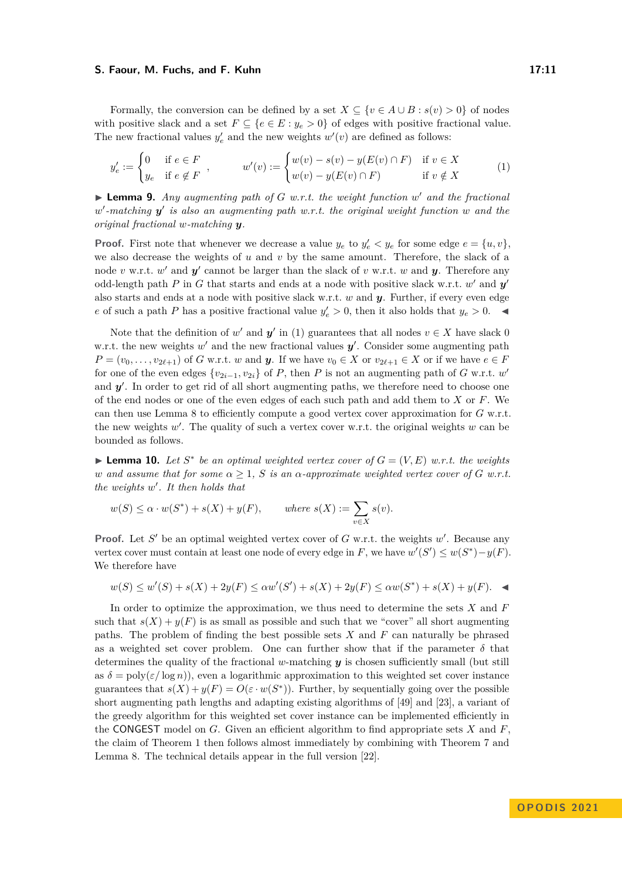Formally, the conversion can be defined by a set $X \subseteq \{v \in A \cup B : s(v) > 0\}$ of nodes with positive slack and a set $F \subseteq \{e \in E : y_e > 0\}$ of edges with positive fractional value. The new fractional values $y'_e$ and the new weights $w'(v)$ are defined as follows:

$$y'_e := \begin{cases} 0 & \text{if } e \in F \\ y_e & \text{if } e \notin F \end{cases}, \qquad w'(v) := \begin{cases} w(v) - s(v) - y(E(v) \cap F) & \text{if } v \in X \\ w(v) - y(E(v) \cap F) & \text{if } v \notin X \end{cases} \tag{1}$$

▶ **Lemma 9.** *Any augmenting path of $G$ w.r.t. the weight function $w'$ and the fractional $w'$-matching $\boldsymbol{y}'$ is also an augmenting path w.r.t. the original weight function $w$ and the original fractional $w$-matching $\boldsymbol{y}$.*

**Proof.** First note that whenever we decrease a value $y_e$ to $y'_e < y_e$ for some edge $e = \{u, v\}$, we also decrease the weights of $u$ and $v$ by the same amount. Therefore, the slack of a node $v$ w.r.t. $w'$ and $\boldsymbol{y}'$ cannot be larger than the slack of $v$ w.r.t. $w$ and $\boldsymbol{y}$. Therefore any odd-length path $P$ in $G$ that starts and ends at a node with positive slack w.r.t. $w'$ and $\boldsymbol{y}'$ also starts and ends at a node with positive slack w.r.t. $w$ and $\boldsymbol{y}$. Further, if every even edge $e$ of such a path $P$ has a positive fractional value $y'_e > 0$, then it also holds that $y_e > 0$. ◀

Note that the definition of $w'$ and $\boldsymbol{y}'$ in (1) guarantees that all nodes $v \in X$ have slack 0 w.r.t. the new weights $w'$ and the new fractional values $\boldsymbol{y}'$. Consider some augmenting path $P = (v_0, \dots, v_{2\ell+1})$ of $G$ w.r.t. $w$ and $\boldsymbol{y}$. If we have $v_0 \in X$ or $v_{2\ell+1} \in X$ or if we have $e \in F$ for one of the even edges $\{v_{2i-1}, v_{2i}\}$ of $P$, then $P$ is not an augmenting path of $G$ w.r.t. $w'$ and $\boldsymbol{y}'$. In order to get rid of all short augmenting paths, we therefore need to choose one of the end nodes or one of the even edges of each such path and add them to $X$ or $F$. We can then use Lemma 8 to efficiently compute a good vertex cover approximation for $G$ w.r.t. the new weights $w'$. The quality of such a vertex cover w.r.t. the original weights $w$ can be bounded as follows.

▶ **Lemma 10.** *Let $S^*$ be an optimal weighted vertex cover of $G = (V, E)$ w.r.t. the weights $w$ and assume that for some $\alpha \geq 1$, $S$ is an $\alpha$-approximate weighted vertex cover of $G$ w.r.t. the weights $w'$. It then holds that*

$$w(S) \leq \alpha \cdot w(S^*) + s(X) + y(F), \qquad \text{where } s(X) := \sum_{v \in X} s(v).$$

**Proof.** Let $S'$ be an optimal weighted vertex cover of $G$ w.r.t. the weights $w'$. Because any vertex cover must contain at least one node of every edge in $F$, we have $w'(S') \leq w(S^*) - y(F)$. We therefore have

$$w(S) \leq w'(S) + s(X) + 2y(F) \leq \alpha w'(S') + s(X) + 2y(F) \leq \alpha w(S^*) + s(X) + y(F). \quad ◀$$

In order to optimize the approximation, we thus need to determine the sets $X$ and $F$ such that $s(X) + y(F)$ is as small as possible and such that we "cover" all short augmenting paths. The problem of finding the best possible sets $X$ and $F$ can naturally be phrased as a weighted set cover problem. One can further show that if the parameter $\delta$ that determines the quality of the fractional $w$-matching $\boldsymbol{y}$ is chosen sufficiently small (but still as $\delta = \text{poly}(\varepsilon/\log n)$), even a logarithmic approximation to this weighted set cover instance guarantees that $s(X) + y(F) = O(\varepsilon \cdot w(S^*))$. Further, by sequentially going over the possible short augmenting path lengths and adapting existing algorithms of [49] and [23], a variant of the greedy algorithm for this weighted set cover instance can be implemented efficiently in the CONGEST model on $G$. Given an efficient algorithm to find appropriate sets $X$ and $F$, the claim of Theorem 1 then follows almost immediately by combining with Theorem 7 and Lemma 8. The technical details appear in the full version [22].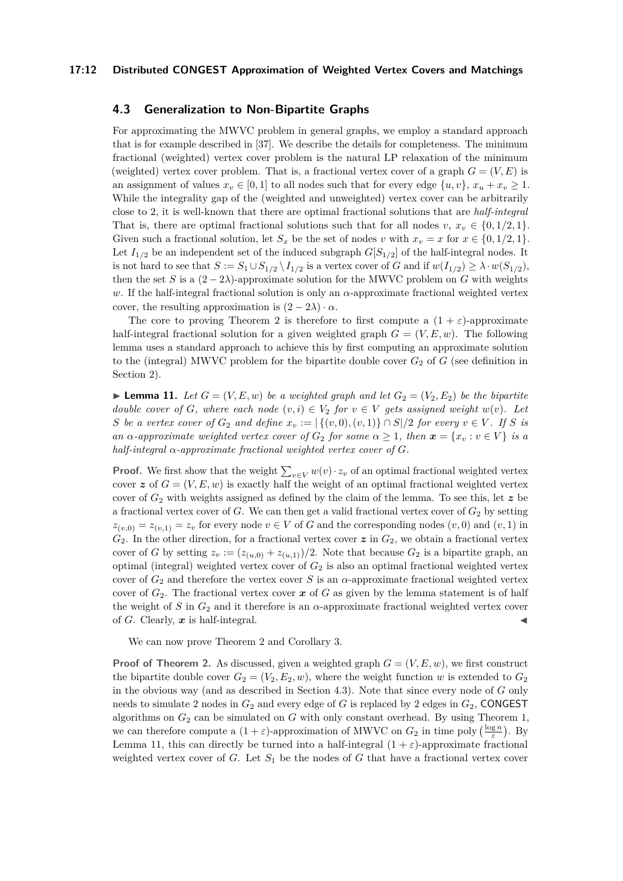### 4.3 Generalization to Non-Bipartite Graphs

For approximating the MWVC problem in general graphs, we employ a standard approach that is for example described in [37]. We describe the details for completeness. The minimum fractional (weighted) vertex cover problem is the natural LP relaxation of the minimum (weighted) vertex cover problem. That is, a fractional vertex cover of a graph $G = (V, E)$ is an assignment of values $x_v \in [0, 1]$ to all nodes such that for every edge $\{u, v\}$, $x_u + x_v \geq 1$. While the integrality gap of the (weighted and unweighted) vertex cover can be arbitrarily close to 2, it is well-known that there are optimal fractional solutions that are *half-integral* That is, there are optimal fractional solutions such that for all nodes $v$, $x_v \in \{0, 1/2, 1\}$. Given such a fractional solution, let $S_x$ be the set of nodes $v$ with $x_v = x$ for $x \in \{0, 1/2, 1\}$. Let $I_{1/2}$ be an independent set of the induced subgraph $G[S_{1/2}]$ of the half-integral nodes. It is not hard to see that $S := S_1 \cup S_{1/2} \setminus I_{1/2}$ is a vertex cover of $G$ and if $w(I_{1/2}) \geq \lambda \cdot w(S_{1/2})$, then the set $S$ is a $(2 - 2\lambda)$-approximate solution for the MWVC problem on $G$ with weights $w$. If the half-integral fractional solution is only an $\alpha$-approximate fractional weighted vertex cover, the resulting approximation is $(2 - 2\lambda) \cdot \alpha$.

The core to proving Theorem 2 is therefore to first compute a $(1 + \varepsilon)$-approximate half-integral fractional solution for a given weighted graph $G = (V, E, w)$. The following lemma uses a standard approach to achieve this by first computing an approximate solution to the (integral) MWVC problem for the bipartite double cover $G_2$ of $G$ (see definition in Section 2).

▶ **Lemma 11.** *Let $G = (V, E, w)$ be a weighted graph and let $G_2 = (V_2, E_2)$ be the bipartite double cover of $G$, where each node $(v, i) \in V_2$ for $v \in V$ gets assigned weight $w(v)$. Let $S$ be a vertex cover of $G_2$ and define $x_v := |\{(v, 0), (v, 1)\} \cap S|/2$ for every $v \in V$. If $S$ is an $\alpha$-approximate weighted vertex cover of $G_2$ for some $\alpha \geq 1$, then $\boldsymbol{x} = \{x_v : v \in V\}$ is a half-integral $\alpha$-approximate fractional weighted vertex cover of $G$.*

**Proof.** We first show that the weight $\sum_{v \in V} w(v) \cdot z_v$ of an optimal fractional weighted vertex cover $\boldsymbol{z}$ of $G = (V, E, w)$ is exactly half the weight of an optimal fractional weighted vertex cover of $G_2$ with weights assigned as defined by the claim of the lemma. To see this, let $\boldsymbol{z}$ be a fractional vertex cover of $G$. We can then get a valid fractional vertex cover of $G_2$ by setting $z_{(v,0)} = z_{(v,1)} = z_v$ for every node $v \in V$ of $G$ and the corresponding nodes $(v, 0)$ and $(v, 1)$ in $G_2$. In the other direction, for a fractional vertex cover $\boldsymbol{z}$ in $G_2$, we obtain a fractional vertex cover of $G$ by setting $z_v := (z_{(u,0)} + z_{(u,1)})/2$. Note that because $G_2$ is a bipartite graph, an optimal (integral) weighted vertex cover of $G_2$ is also an optimal fractional weighted vertex cover of $G_2$ and therefore the vertex cover $S$ is an $\alpha$-approximate fractional weighted vertex cover of $G_2$. The fractional vertex cover $\boldsymbol{x}$ of $G$ as given by the lemma statement is of half the weight of $S$ in $G_2$ and it therefore is an $\alpha$-approximate fractional weighted vertex cover of $G$. Clearly, $\boldsymbol{x}$ is half-integral. ◀

We can now prove Theorem 2 and Corollary 3.

**Proof of Theorem 2.** As discussed, given a weighted graph $G = (V, E, w)$, we first construct the bipartite double cover $G_2 = (V_2, E_2, w)$, where the weight function $w$ is extended to $G_2$ in the obvious way (and as described in Section 4.3). Note that since every node of $G$ only needs to simulate 2 nodes in $G_2$ and every edge of $G$ is replaced by 2 edges in $G_2$, CONGEST algorithms on $G_2$ can be simulated on $G$ with only constant overhead. By using Theorem 1, we can therefore compute a $(1 + \varepsilon)$-approximation of MWVC on $G_2$ in time $\text{poly}\left(\frac{\log n}{\varepsilon}\right)$. By Lemma 11, this can directly be turned into a half-integral $(1 + \varepsilon)$-approximate fractional weighted vertex cover of $G$. Let $S_1$ be the nodes of $G$ that have a fractional vertex cover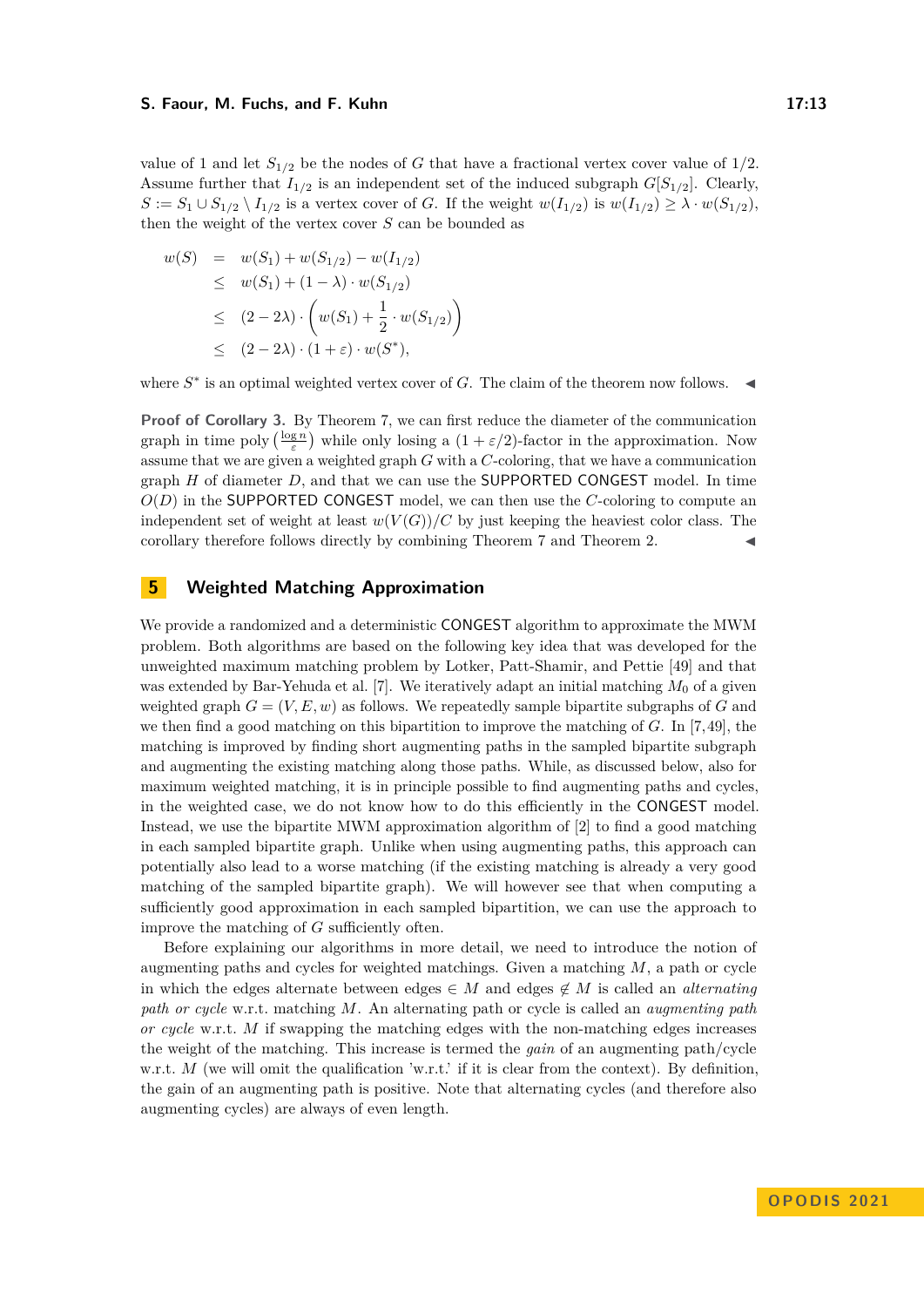value of 1 and let $S_{1/2}$ be the nodes of $G$ that have a fractional vertex cover value of $1/2$. Assume further that $I_{1/2}$ is an independent set of the induced subgraph $G[S_{1/2}]$. Clearly, $S := S_1 \cup S_{1/2} \setminus I_{1/2}$ is a vertex cover of $G$. If the weight $w(I_{1/2})$ is $w(I_{1/2}) \geq \lambda \cdot w(S_{1/2})$, then the weight of the vertex cover $S$ can be bounded as

$$
\begin{aligned}
w(S) &= w(S_1) + w(S_{1/2}) - w(I_{1/2}) \\
&\leq w(S_1) + (1-\lambda) \cdot w(S_{1/2}) \\
&\leq (2 - 2\lambda) \cdot \left( w(S_1) + \frac{1}{2} \cdot w(S_{1/2}) \right) \\
&\leq (2 - 2\lambda) \cdot (1+\varepsilon) \cdot w(S^*),
\end{aligned}
$$

where $S^*$ is an optimal weighted vertex cover of $G$. The claim of the theorem now follows. ◀

**Proof of Corollary 3.** By Theorem 7, we can first reduce the diameter of the communication graph in time $\text{poly}\left(\frac{\log n}{\varepsilon}\right)$ while only losing a $(1+\varepsilon/2)$-factor in the approximation. Now assume that we are given a weighted graph $G$ with a $C$-coloring, that we have a communication graph $H$ of diameter $D$, and that we can use the SUPPORTED CONGEST model. In time $O(D)$ in the SUPPORTED CONGEST model, we can then use the $C$-coloring to compute an independent set of weight at least $w(V(G))/C$ by just keeping the heaviest color class. The corollary therefore follows directly by combining Theorem 7 and Theorem 2. ◀

## 5 Weighted Matching Approximation

We provide a randomized and a deterministic CONGEST algorithm to approximate the MWM problem. Both algorithms are based on the following key idea that was developed for the unweighted maximum matching problem by Lotker, Patt-Shamir, and Pettie [49] and that was extended by Bar-Yehuda et al. [7]. We iteratively adapt an initial matching $M_0$ of a given weighted graph $G = (V, E, w)$ as follows. We repeatedly sample bipartite subgraphs of $G$ and we then find a good matching on this bipartition to improve the matching of $G$. In [7,49], the matching is improved by finding short augmenting paths in the sampled bipartite subgraph and augmenting the existing matching along those paths. While, as discussed below, also for maximum weighted matching, it is in principle possible to find augmenting paths and cycles, in the weighted case, we do not know how to do this efficiently in the CONGEST model. Instead, we use the bipartite MWM approximation algorithm of [2] to find a good matching in each sampled bipartite graph. Unlike when using augmenting paths, this approach can potentially also lead to a worse matching (if the existing matching is already a very good matching of the sampled bipartite graph). We will however see that when computing a sufficiently good approximation in each sampled bipartition, we can use the approach to improve the matching of $G$ sufficiently often.

Before explaining our algorithms in more detail, we need to introduce the notion of augmenting paths and cycles for weighted matchings. Given a matching $M$, a path or cycle in which the edges alternate between edges $\in M$ and edges $\notin M$ is called an *alternating path or cycle* w.r.t. matching $M$. An alternating path or cycle is called an *augmenting path or cycle* w.r.t. $M$ if swapping the matching edges with the non-matching edges increases the weight of the matching. This increase is termed the *gain* of an augmenting path/cycle w.r.t. $M$ (we will omit the qualification 'w.r.t.' if it is clear from the context). By definition, the gain of an augmenting path is positive. Note that alternating cycles (and therefore also augmenting cycles) are always of even length.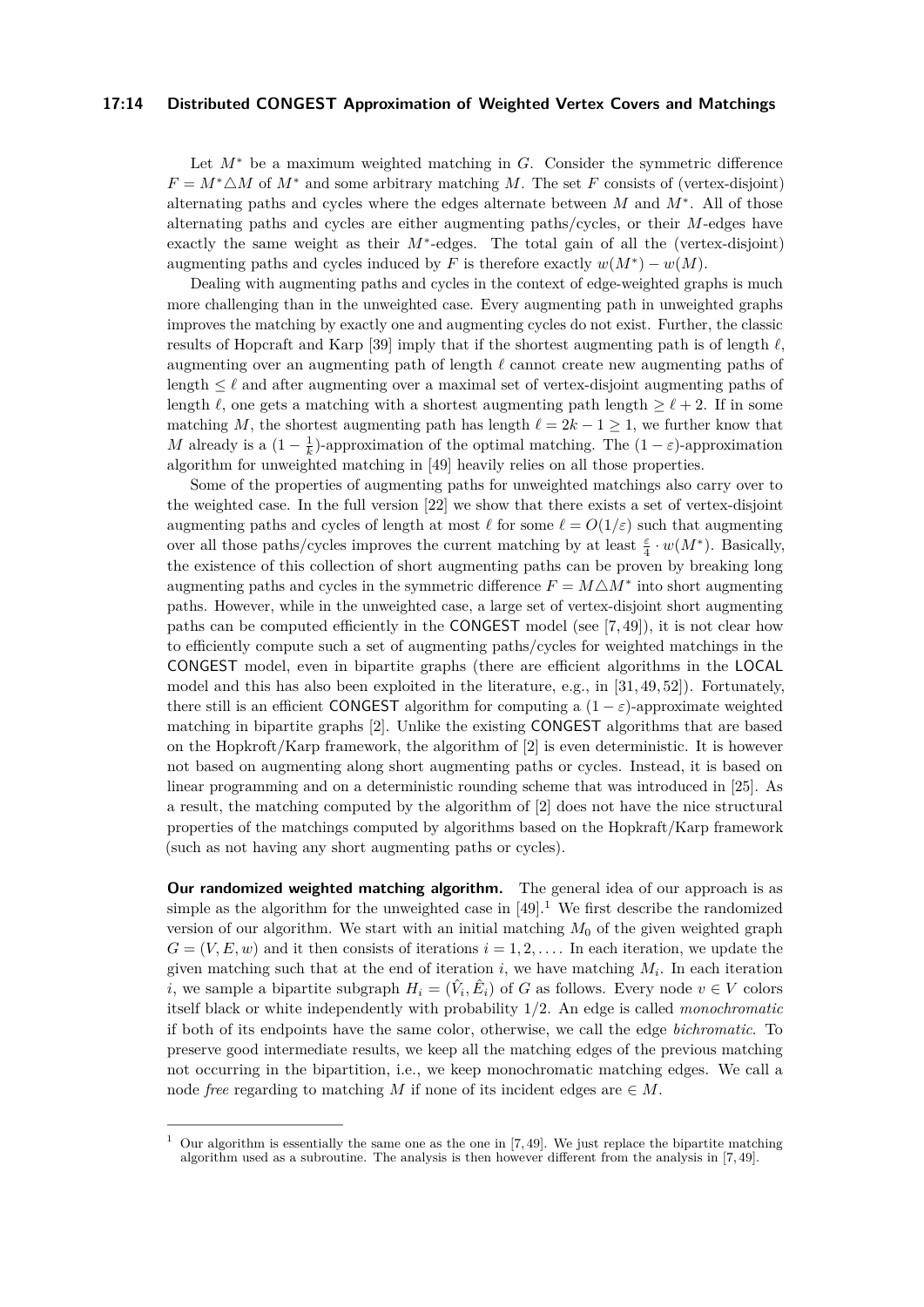Let $M^*$ be a maximum weighted matching in $G$. Consider the symmetric difference $F = M^* \triangle M$ of $M^*$ and some arbitrary matching $M$. The set $F$ consists of (vertex-disjoint) alternating paths and cycles where the edges alternate between $M$ and $M^*$. All of those alternating paths and cycles are either augmenting paths/cycles, or their $M$-edges have exactly the same weight as their $M^*$-edges. The total gain of all the (vertex-disjoint) augmenting paths and cycles induced by $F$ is therefore exactly $w(M^*) - w(M)$.

Dealing with augmenting paths and cycles in the context of edge-weighted graphs is much more challenging than in the unweighted case. Every augmenting path in unweighted graphs improves the matching by exactly one and augmenting cycles do not exist. Further, the classic results of Hopcraft and Karp [39] imply that if the shortest augmenting path is of length $\ell$, augmenting over an augmenting path of length $\ell$ cannot create new augmenting paths of length $\leq \ell$ and after augmenting over a maximal set of vertex-disjoint augmenting paths of length $\ell$, one gets a matching with a shortest augmenting path length $\geq \ell + 2$. If in some matching $M$, the shortest augmenting path has length $\ell = 2k - 1 \geq 1$, we further know that $M$ already is a $(1 - \frac{1}{k})$-approximation of the optimal matching. The $(1 - \varepsilon)$-approximation algorithm for unweighted matching in [49] heavily relies on all those properties.

Some of the properties of augmenting paths for unweighted matchings also carry over to the weighted case. In the full version [22] we show that there exists a set of vertex-disjoint augmenting paths and cycles of length at most $\ell$ for some $\ell = O(1/\varepsilon)$ such that augmenting over all those paths/cycles improves the current matching by at least $\frac{\varepsilon}{4} \cdot w(M^*)$. Basically, the existence of this collection of short augmenting paths can be proven by breaking long augmenting paths and cycles in the symmetric difference $F = M \triangle M^*$ into short augmenting paths. However, while in the unweighted case, a large set of vertex-disjoint short augmenting paths can be computed efficiently in the CONGEST model (see [7, 49]), it is not clear how to efficiently compute such a set of augmenting paths/cycles for weighted matchings in the CONGEST model, even in bipartite graphs (there are efficient algorithms in the LOCAL model and this has also been exploited in the literature, e.g., in [31, 49, 52]). Fortunately, there still is an efficient CONGEST algorithm for computing a $(1 - \varepsilon)$-approximate weighted matching in bipartite graphs [2]. Unlike the existing CONGEST algorithms that are based on the Hopkroft/Karp framework, the algorithm of [2] is even deterministic. It is however not based on augmenting along short augmenting paths or cycles. Instead, it is based on linear programming and on a deterministic rounding scheme that was introduced in [25]. As a result, the matching computed by the algorithm of [2] does not have the nice structural properties of the matchings computed by algorithms based on the Hopkraft/Karp framework (such as not having any short augmenting paths or cycles).

**Our randomized weighted matching algorithm.** The general idea of our approach is as simple as the algorithm for the unweighted case in [49].[1] We first describe the randomized version of our algorithm. We start with an initial matching $M_0$ of the given weighted graph $G = (V, E, w)$ and it then consists of iterations $i = 1, 2, \ldots$. In each iteration, we update the given matching such that at the end of iteration $i$, we have matching $M_i$. In each iteration $i$, we sample a bipartite subgraph $H_i = (\hat{V}_i, \hat{E}_i)$ of $G$ as follows. Every node $v \in V$ colors itself black or white independently with probability 1/2. An edge is called *monochromatic* if both of its endpoints have the same color, otherwise, we call the edge *bichromatic*. To preserve good intermediate results, we keep all the matching edges of the previous matching not occurring in the bipartition, i.e., we keep monochromatic matching edges. We call a node *free* regarding to matching $M$ if none of its incident edges are $\in M$.

[1] Our algorithm is essentially the same one as the one in [7, 49]. We just replace the bipartite matching algorithm used as a subroutine. The analysis is then however different from the analysis in [7, 49].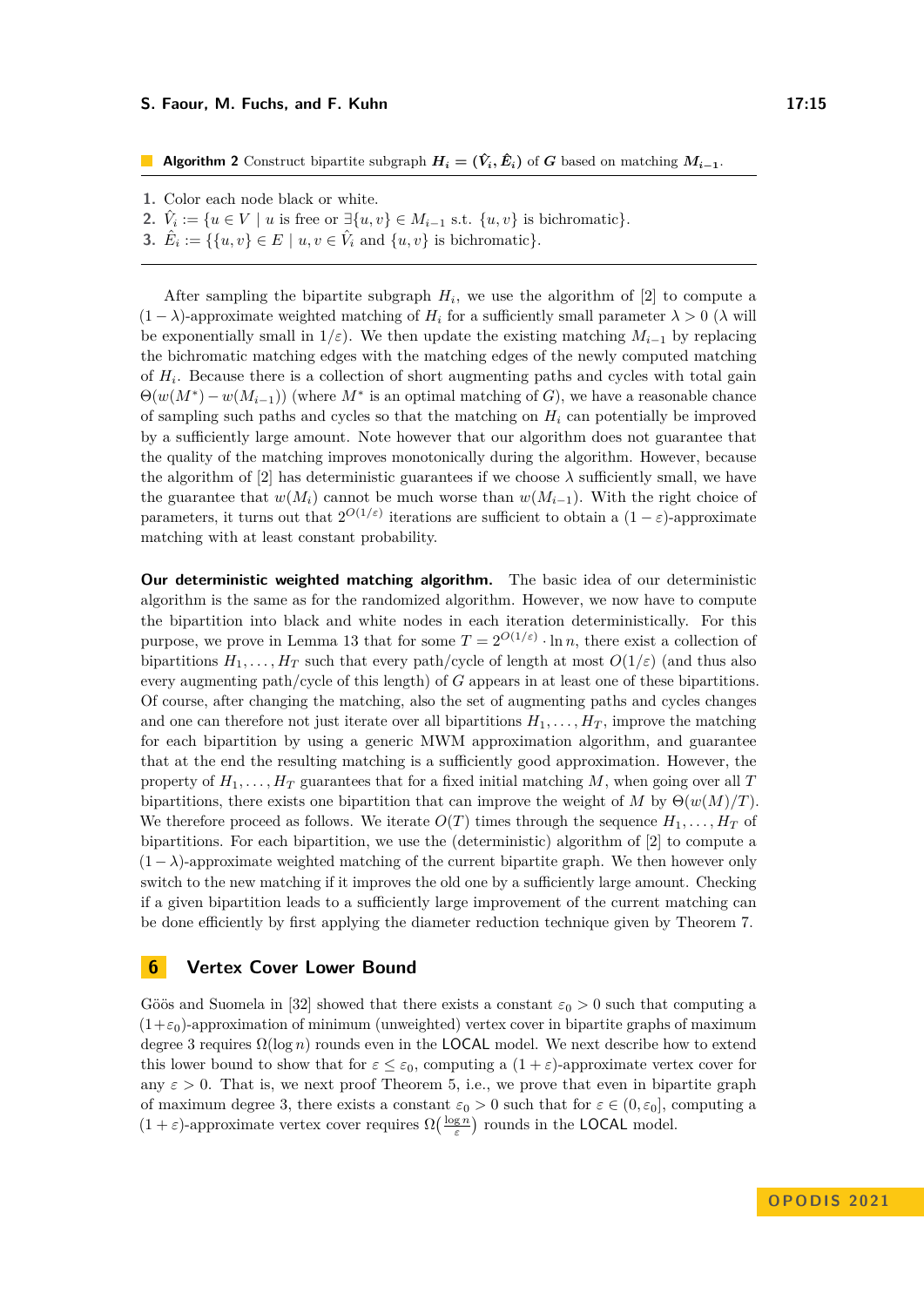**Algorithm 2** Construct bipartite subgraph $H_i = (\hat{V}_i, \hat{E}_i)$ of $G$ based on matching $M_{i-1}$.

1. Color each node black or white.
2. $\hat{V}_i := \{u \in V \mid u \text{ is free or } \exists\{u, v\} \in M_{i-1} \text{ s.t. } \{u, v\} \text{ is bichromatic}\}$.
3. $\hat{E}_i := \{\{u, v\} \in E \mid u, v \in \hat{V}_i \text{ and } \{u, v\} \text{ is bichromatic}\}$.

After sampling the bipartite subgraph $H_i$, we use the algorithm of [2] to compute a $(1 - \lambda)$-approximate weighted matching of $H_i$ for a sufficiently small parameter $\lambda > 0$ ($\lambda$ will be exponentially small in $1/\varepsilon$). We then update the existing matching $M_{i-1}$ by replacing the bichromatic matching edges with the matching edges of the newly computed matching of $H_i$. Because there is a collection of short augmenting paths and cycles with total gain $\Theta(w(M^*) - w(M_{i-1}))$ (where $M^*$ is an optimal matching of $G$), we have a reasonable chance of sampling such paths and cycles so that the matching on $H_i$ can potentially be improved by a sufficiently large amount. Note however that our algorithm does not guarantee that the quality of the matching improves monotonically during the algorithm. However, because the algorithm of [2] has deterministic guarantees if we choose $\lambda$ sufficiently small, we have the guarantee that $w(M_i)$ cannot be much worse than $w(M_{i-1})$. With the right choice of parameters, it turns out that $2^{O(1/\varepsilon)}$ iterations are sufficient to obtain a $(1 - \varepsilon)$-approximate matching with at least constant probability.

**Our deterministic weighted matching algorithm.** The basic idea of our deterministic algorithm is the same as for the randomized algorithm. However, we now have to compute the bipartition into black and white nodes in each iteration deterministically. For this purpose, we prove in Lemma 13 that for some $T = 2^{O(1/\varepsilon)} \cdot \ln n$, there exist a collection of bipartitions $H_1, \ldots, H_T$ such that every path/cycle of length at most $O(1/\varepsilon)$ (and thus also every augmenting path/cycle of this length) of $G$ appears in at least one of these bipartitions. Of course, after changing the matching, also the set of augmenting paths and cycles changes and one can therefore not just iterate over all bipartitions $H_1, \ldots, H_T$, improve the matching for each bipartition by using a generic MWM approximation algorithm, and guarantee that at the end the resulting matching is a sufficiently good approximation. However, the property of $H_1, \ldots, H_T$ guarantees that for a fixed initial matching $M$, when going over all $T$ bipartitions, there exists one bipartition that can improve the weight of $M$ by $\Theta(w(M)/T)$. We therefore proceed as follows. We iterate $O(T)$ times through the sequence $H_1, \ldots, H_T$ of bipartitions. For each bipartition, we use the (deterministic) algorithm of [2] to compute a $(1 - \lambda)$-approximate weighted matching of the current bipartite graph. We then however only switch to the new matching if it improves the old one by a sufficiently large amount. Checking if a given bipartition leads to a sufficiently large improvement of the current matching can be done efficiently by first applying the diameter reduction technique given by Theorem 7.

## 6 Vertex Cover Lower Bound

Göös and Suomela in [32] showed that there exists a constant $\varepsilon_0 > 0$ such that computing a $(1+\varepsilon_0)$-approximation of minimum (unweighted) vertex cover in bipartite graphs of maximum degree 3 requires $\Omega(\log n)$ rounds even in the LOCAL model. We next describe how to extend this lower bound to show that for $\varepsilon \leq \varepsilon_0$, computing a $(1 + \varepsilon)$-approximate vertex cover for any $\varepsilon > 0$. That is, we next proof Theorem 5, i.e., we prove that even in bipartite graph of maximum degree 3, there exists a constant $\varepsilon_0 > 0$ such that for $\varepsilon \in (0, \varepsilon_0]$, computing a $(1 + \varepsilon)$-approximate vertex cover requires $\Omega(\frac{\log n}{\varepsilon})$ rounds in the LOCAL model.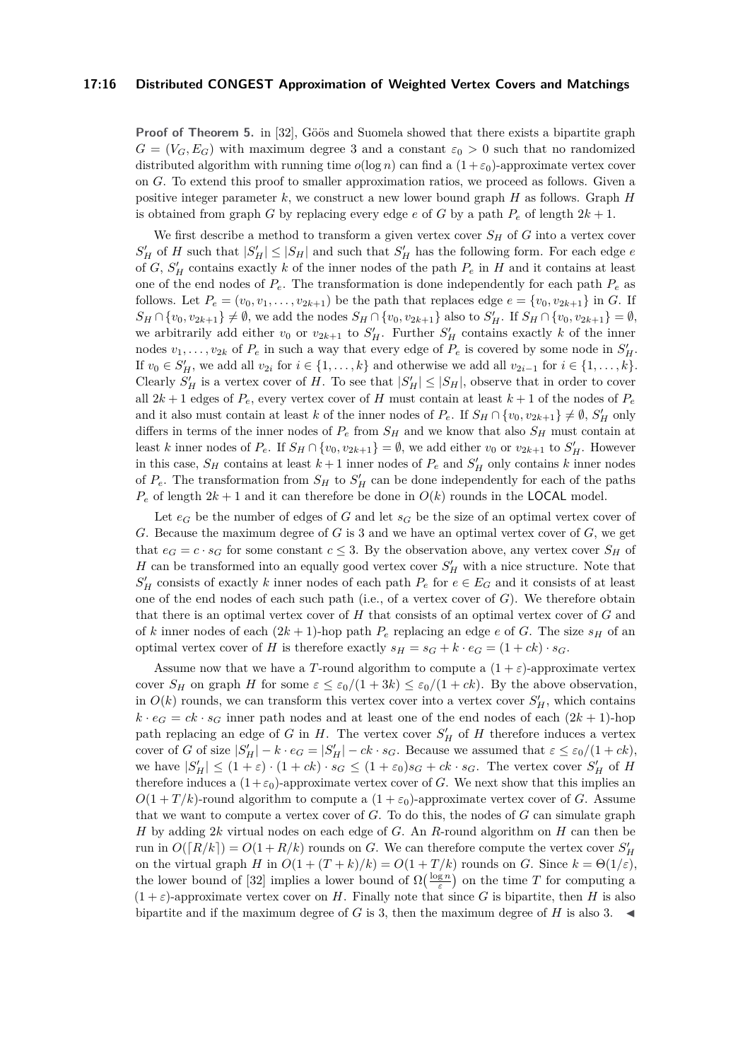**Proof of Theorem 5.** in [32], Göös and Suomela showed that there exists a bipartite graph $G = (V_G, E_G)$ with maximum degree 3 and a constant $\varepsilon_0 > 0$ such that no randomized distributed algorithm with running time $o(\log n)$ can find a $(1+\varepsilon_0)$-approximate vertex cover on $G$. To extend this proof to smaller approximation ratios, we proceed as follows. Given a positive integer parameter $k$, we construct a new lower bound graph $H$ as follows. Graph $H$ is obtained from graph $G$ by replacing every edge $e$ of $G$ by a path $P_e$ of length $2k+1$.

We first describe a method to transform a given vertex cover $S_H$ of $G$ into a vertex cover $S'_H$ of $H$ such that $|S'_H| \leq |S_H|$ and such that $S'_H$ has the following form. For each edge $e$ of $G$, $S'_H$ contains exactly $k$ of the inner nodes of the path $P_e$ in $H$ and it contains at least one of the end nodes of $P_e$. The transformation is done independently for each path $P_e$ as follows. Let $P_e = (v_0, v_1, \dots, v_{2k+1})$ be the path that replaces edge $e = \{v_0, v_{2k+1}\}$ in $G$. If $S_H \cap \{v_0, v_{2k+1}\} \neq \emptyset$, we add the nodes $S_H \cap \{v_0, v_{2k+1}\}$ also to $S'_H$. If $S_H \cap \{v_0, v_{2k+1}\} = \emptyset$, we arbitrarily add either $v_0$ or $v_{2k+1}$ to $S'_H$. Further $S'_H$ contains exactly $k$ of the inner nodes $v_1, \dots, v_{2k}$ of $P_e$ in such a way that every edge of $P_e$ is covered by some node in $S'_H$. If $v_0 \in S'_H$, we add all $v_{2i}$ for $i \in \{1, \dots, k\}$ and otherwise we add all $v_{2i-1}$ for $i \in \{1, \dots, k\}$. Clearly $S'_H$ is a vertex cover of $H$. To see that $|S'_H| \leq |S_H|$, observe that in order to cover all $2k+1$ edges of $P_e$, every vertex cover of $H$ must contain at least $k+1$ of the nodes of $P_e$ and it also must contain at least $k$ of the inner nodes of $P_e$. If $S_H \cap \{v_0, v_{2k+1}\} \neq \emptyset$, $S'_H$ only differs in terms of the inner nodes of $P_e$ from $S_H$ and we know that also $S_H$ must contain at least $k$ inner nodes of $P_e$. If $S_H \cap \{v_0, v_{2k+1}\} = \emptyset$, we add either $v_0$ or $v_{2k+1}$ to $S'_H$. However in this case, $S_H$ contains at least $k+1$ inner nodes of $P_e$ and $S'_H$ only contains $k$ inner nodes of $P_e$. The transformation from $S_H$ to $S'_H$ can be done independently for each of the paths $P_e$ of length $2k+1$ and it can therefore be done in $O(k)$ rounds in the LOCAL model.

Let $e_G$ be the number of edges of $G$ and let $s_G$ be the size of an optimal vertex cover of $G$. Because the maximum degree of $G$ is 3 and we have an optimal vertex cover of $G$, we get that $e_G = c \cdot s_G$ for some constant $c \leq 3$. By the observation above, any vertex cover $S_H$ of $H$ can be transformed into an equally good vertex cover $S'_H$ with a nice structure. Note that $S'_H$ consists of exactly $k$ inner nodes of each path $P_e$ for $e \in E_G$ and it consists of at least one of the end nodes of each such path (i.e., of a vertex cover of $G$). We therefore obtain that there is an optimal vertex cover of $H$ that consists of an optimal vertex cover of $G$ and of $k$ inner nodes of each $(2k+1)$-hop path $P_e$ replacing an edge $e$ of $G$. The size $s_H$ of an optimal vertex cover of $H$ is therefore exactly $s_H = s_G + k \cdot e_G = (1+ck) \cdot s_G$.

Assume now that we have a $T$-round algorithm to compute a $(1+\varepsilon)$-approximate vertex cover $S_H$ on graph $H$ for some $\varepsilon \leq \varepsilon_0/(1+3k) \leq \varepsilon_0/(1+ck)$. By the above observation, in $O(k)$ rounds, we can transform this vertex cover into a vertex cover $S'_H$, which contains $k \cdot e_G = ck \cdot s_G$ inner path nodes and at least one of the end nodes of each $(2k+1)$-hop path replacing an edge of $G$ in $H$. The vertex cover $S'_H$ of $H$ therefore induces a vertex cover of $G$ of size $|S'_H| - k \cdot e_G = |S'_H| - ck \cdot s_G$. Because we assumed that $\varepsilon \leq \varepsilon_0/(1+ck)$, we have $|S'_H| \leq (1+\varepsilon) \cdot (1+ck) \cdot s_G \leq (1+\varepsilon_0)s_G + ck \cdot s_G$. The vertex cover $S'_H$ of $H$ therefore induces a $(1+\varepsilon_0)$-approximate vertex cover of $G$. We next show that this implies an $O(1+T/k)$-round algorithm to compute a $(1+\varepsilon_0)$-approximate vertex cover of $G$. Assume that we want to compute a vertex cover of $G$. To do this, the nodes of $G$ can simulate graph $H$ by adding $2k$ virtual nodes on each edge of $G$. An $R$-round algorithm on $H$ can then be run in $O(\lceil R/k \rceil) = O(1+R/k)$ rounds on $G$. We can therefore compute the vertex cover $S'_H$ on the virtual graph $H$ in $O(1+(T+k)/k) = O(1+T/k)$ rounds on $G$. Since $k = \Theta(1/\varepsilon)$, the lower bound of [32] implies a lower bound of $\Omega(\frac{\log n}{\varepsilon})$ on the time $T$ for computing a $(1+\varepsilon)$-approximate vertex cover on $H$. Finally note that since $G$ is bipartite, then $H$ is also bipartite and if the maximum degree of $G$ is 3, then the maximum degree of $H$ is also 3. ◀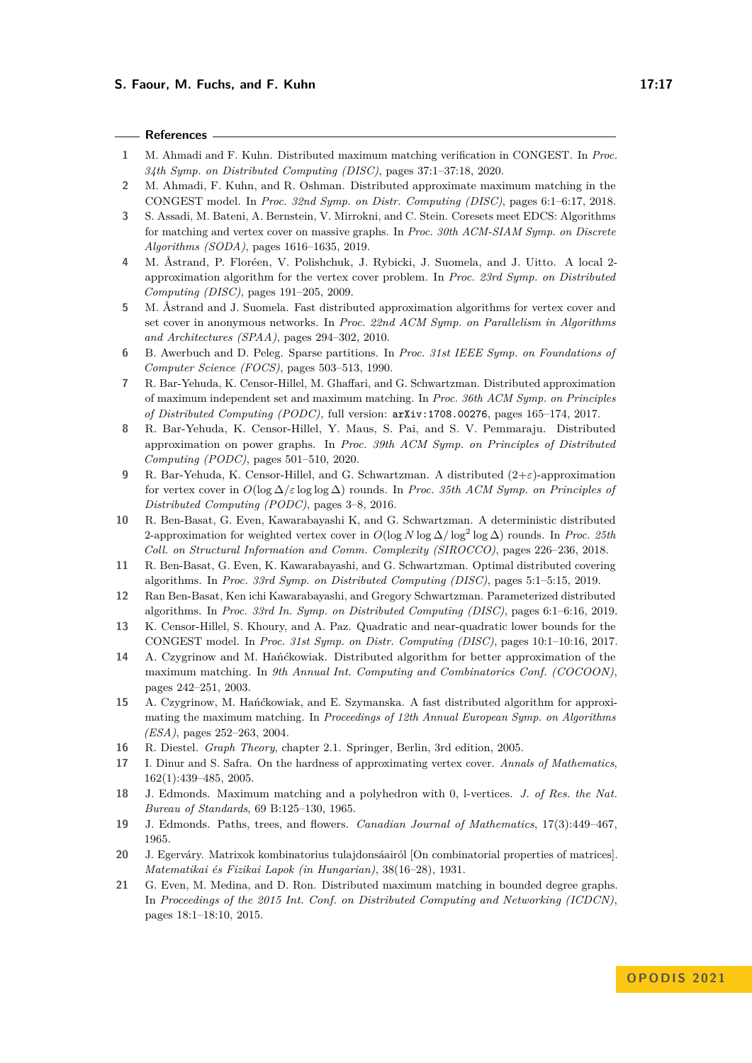## References

1. M. Ahmadi and F. Kuhn. Distributed maximum matching verification in CONGEST. In *Proc. 34th Symp. on Distributed Computing (DISC)*, pages 37:1–37:18, 2020.
2. M. Ahmadi, F. Kuhn, and R. Oshman. Distributed approximate maximum matching in the CONGEST model. In *Proc. 32nd Symp. on Distr. Computing (DISC)*, pages 6:1–6:17, 2018.
3. S. Assadi, M. Bateni, A. Bernstein, V. Mirrokni, and C. Stein. Coresets meet EDCS: Algorithms for matching and vertex cover on massive graphs. In *Proc. 30th ACM-SIAM Symp. on Discrete Algorithms (SODA)*, pages 1616–1635, 2019.
4. M. Åstrand, P. Floréen, V. Polishchuk, J. Rybicki, J. Suomela, and J. Uitto. A local 2-approximation algorithm for the vertex cover problem. In *Proc. 23rd Symp. on Distributed Computing (DISC)*, pages 191–205, 2009.
5. M. Åstrand and J. Suomela. Fast distributed approximation algorithms for vertex cover and set cover in anonymous networks. In *Proc. 22nd ACM Symp. on Parallelism in Algorithms and Architectures (SPAA)*, pages 294–302, 2010.
6. B. Awerbuch and D. Peleg. Sparse partitions. In *Proc. 31st IEEE Symp. on Foundations of Computer Science (FOCS)*, pages 503–513, 1990.
7. R. Bar-Yehuda, K. Censor-Hillel, M. Ghaffari, and G. Schwartzman. Distributed approximation of maximum independent set and maximum matching. In *Proc. 36th ACM Symp. on Principles of Distributed Computing (PODC),* full version: `arXiv:1708.00276`, pages 165–174, 2017.
8. R. Bar-Yehuda, K. Censor-Hillel, Y. Maus, S. Pai, and S. V. Pemmaraju. Distributed approximation on power graphs. In *Proc. 39th ACM Symp. on Principles of Distributed Computing (PODC)*, pages 501–510, 2020.
9. R. Bar-Yehuda, K. Censor-Hillel, and G. Schwartzman. A distributed $(2+\varepsilon)$-approximation for vertex cover in $O(\log\Delta/\varepsilon\log\log\Delta)$ rounds. In *Proc. 35th ACM Symp. on Principles of Distributed Computing (PODC)*, pages 3–8, 2016.
10. R. Ben-Basat, G. Even, Kawarabayashi K, and G. Schwartzman. A deterministic distributed 2-approximation for weighted vertex cover in $O(\log N\log\Delta/\log^2\log\Delta)$ rounds. In *Proc. 25th Coll. on Structural Information and Comm. Complexity (SIROCCO)*, pages 226–236, 2018.
11. R. Ben-Basat, G. Even, K. Kawarabayashi, and G. Schwartzman. Optimal distributed covering algorithms. In *Proc. 33rd Symp. on Distributed Computing (DISC)*, pages 5:1–5:15, 2019.
12. Ran Ben-Basat, Ken ichi Kawarabayashi, and Gregory Schwartzman. Parameterized distributed algorithms. In *Proc. 33rd In. Symp. on Distributed Computing (DISC)*, pages 6:1–6:16, 2019.
13. K. Censor-Hillel, S. Khoury, and A. Paz. Quadratic and near-quadratic lower bounds for the CONGEST model. In *Proc. 31st Symp. on Distr. Computing (DISC)*, pages 10:1–10:16, 2017.
14. A. Czygrinow and M. Hańćkowiak. Distributed algorithm for better approximation of the maximum matching. In *9th Annual Int. Computing and Combinatorics Conf. (COCOON)*, pages 242–251, 2003.
15. A. Czygrinow, M. Hańćkowiak, and E. Szymanska. A fast distributed algorithm for approximating the maximum matching. In *Proceedings of 12th Annual European Symp. on Algorithms (ESA)*, pages 252–263, 2004.
16. R. Diestel. *Graph Theory*, chapter 2.1. Springer, Berlin, 3rd edition, 2005.
17. I. Dinur and S. Safra. On the hardness of approximating vertex cover. *Annals of Mathematics*, 162(1):439–485, 2005.
18. J. Edmonds. Maximum matching and a polyhedron with 0, l-vertices. *J. of Res. the Nat. Bureau of Standards*, 69 B:125–130, 1965.
19. J. Edmonds. Paths, trees, and flowers. *Canadian Journal of Mathematics*, 17(3):449–467, 1965.
20. J. Egerváry. Matrixok kombinatorius tulajdonsáairól [On combinatorial properties of matrices]. *Matematikai és Fizikai Lapok (in Hungarian)*, 38(16–28), 1931.
21. G. Even, M. Medina, and D. Ron. Distributed maximum matching in bounded degree graphs. In *Proceedings of the 2015 Int. Conf. on Distributed Computing and Networking (ICDCN)*, pages 18:1–18:10, 2015.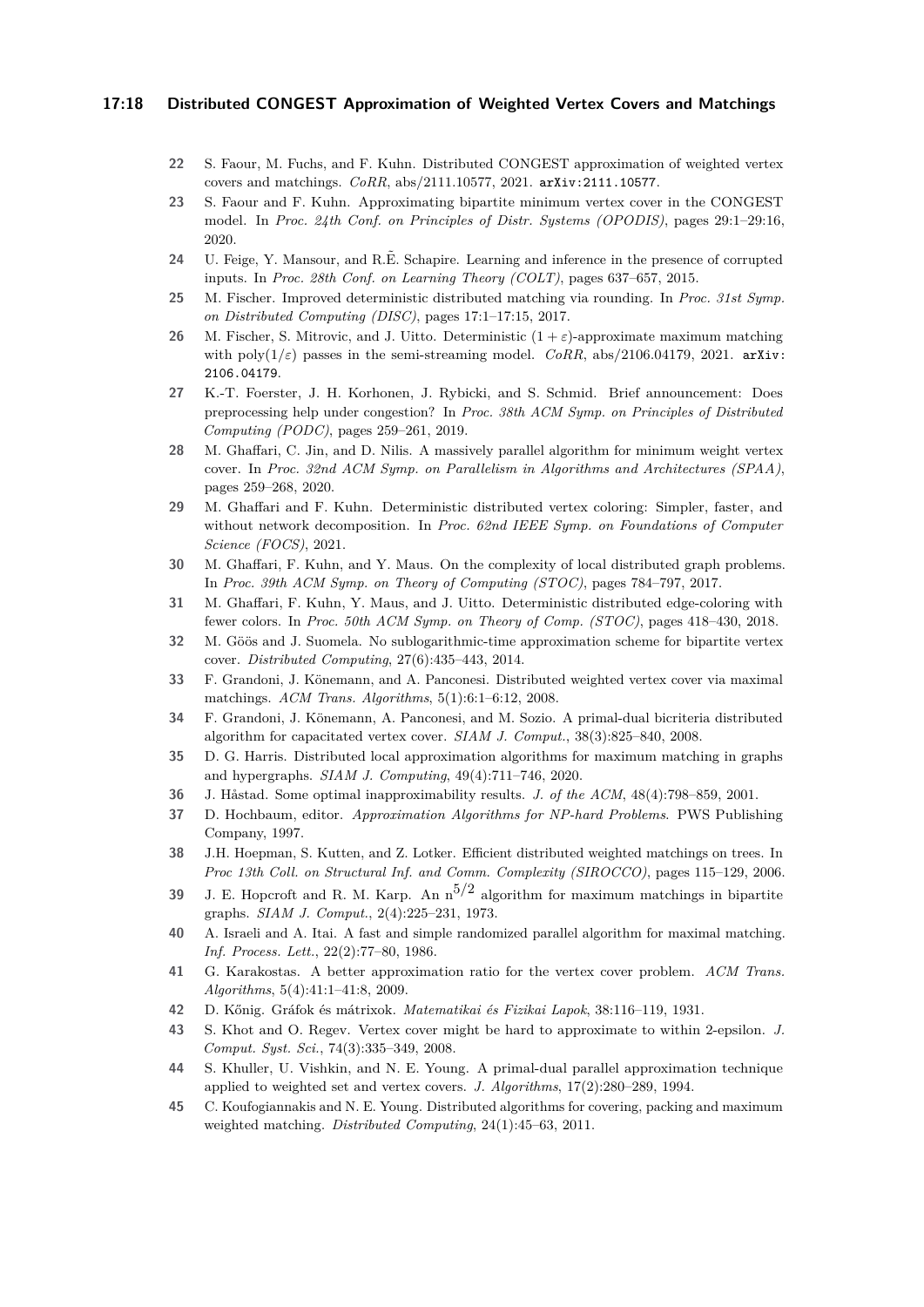22 S. Faour, M. Fuchs, and F. Kuhn. Distributed CONGEST approximation of weighted vertex covers and matchings. *CoRR*, abs/2111.10577, 2021. arXiv:2111.10577.

23 S. Faour and F. Kuhn. Approximating bipartite minimum vertex cover in the CONGEST model. In *Proc. 24th Conf. on Principles of Distr. Systems (OPODIS)*, pages 29:1–29:16, 2020.

24 U. Feige, Y. Mansour, and R.Ẽ. Schapire. Learning and inference in the presence of corrupted inputs. In *Proc. 28th Conf. on Learning Theory (COLT)*, pages 637–657, 2015.

25 M. Fischer. Improved deterministic distributed matching via rounding. In *Proc. 31st Symp. on Distributed Computing (DISC)*, pages 17:1–17:15, 2017.

26 M. Fischer, S. Mitrovic, and J. Uitto. Deterministic $(1+\varepsilon)$-approximate maximum matching with $\mathrm{poly}(1/\varepsilon)$ passes in the semi-streaming model. *CoRR*, abs/2106.04179, 2021. arXiv:2106.04179.

27 K.-T. Foerster, J. H. Korhonen, J. Rybicki, and S. Schmid. Brief announcement: Does preprocessing help under congestion? In *Proc. 38th ACM Symp. on Principles of Distributed Computing (PODC)*, pages 259–261, 2019.

28 M. Ghaffari, C. Jin, and D. Nilis. A massively parallel algorithm for minimum weight vertex cover. In *Proc. 32nd ACM Symp. on Parallelism in Algorithms and Architectures (SPAA)*, pages 259–268, 2020.

29 M. Ghaffari and F. Kuhn. Deterministic distributed vertex coloring: Simpler, faster, and without network decomposition. In *Proc. 62nd IEEE Symp. on Foundations of Computer Science (FOCS)*, 2021.

30 M. Ghaffari, F. Kuhn, and Y. Maus. On the complexity of local distributed graph problems. In *Proc. 39th ACM Symp. on Theory of Computing (STOC)*, pages 784–797, 2017.

31 M. Ghaffari, F. Kuhn, Y. Maus, and J. Uitto. Deterministic distributed edge-coloring with fewer colors. In *Proc. 50th ACM Symp. on Theory of Comp. (STOC)*, pages 418–430, 2018.

32 M. Göös and J. Suomela. No sublogarithmic-time approximation scheme for bipartite vertex cover. *Distributed Computing*, 27(6):435–443, 2014.

33 F. Grandoni, J. Könemann, and A. Panconesi. Distributed weighted vertex cover via maximal matchings. *ACM Trans. Algorithms*, 5(1):6:1–6:12, 2008.

34 F. Grandoni, J. Könemann, A. Panconesi, and M. Sozio. A primal-dual bicriteria distributed algorithm for capacitated vertex cover. *SIAM J. Comput.*, 38(3):825–840, 2008.

35 D. G. Harris. Distributed local approximation algorithms for maximum matching in graphs and hypergraphs. *SIAM J. Computing*, 49(4):711–746, 2020.

36 J. Håstad. Some optimal inapproximability results. *J. of the ACM*, 48(4):798–859, 2001.

37 D. Hochbaum, editor. *Approximation Algorithms for NP-hard Problems*. PWS Publishing Company, 1997.

38 J.H. Hoepman, S. Kutten, and Z. Lotker. Efficient distributed weighted matchings on trees. In *Proc 13th Coll. on Structural Inf. and Comm. Complexity (SIROCCO)*, pages 115–129, 2006.

39 J. E. Hopcroft and R. M. Karp. An $n^{5/2}$ algorithm for maximum matchings in bipartite graphs. *SIAM J. Comput.*, 2(4):225–231, 1973.

40 A. Israeli and A. Itai. A fast and simple randomized parallel algorithm for maximal matching. *Inf. Process. Lett.*, 22(2):77–80, 1986.

41 G. Karakostas. A better approximation ratio for the vertex cover problem. *ACM Trans. Algorithms*, 5(4):41:1–41:8, 2009.

42 D. Kőnig. Gráfok és mátrixok. *Matematikai és Fizikai Lapok*, 38:116–119, 1931.

43 S. Khot and O. Regev. Vertex cover might be hard to approximate to within 2-epsilon. *J. Comput. Syst. Sci.*, 74(3):335–349, 2008.

44 S. Khuller, U. Vishkin, and N. E. Young. A primal-dual parallel approximation technique applied to weighted set and vertex covers. *J. Algorithms*, 17(2):280–289, 1994.

45 C. Koufogiannakis and N. E. Young. Distributed algorithms for covering, packing and maximum weighted matching. *Distributed Computing*, 24(1):45–63, 2011.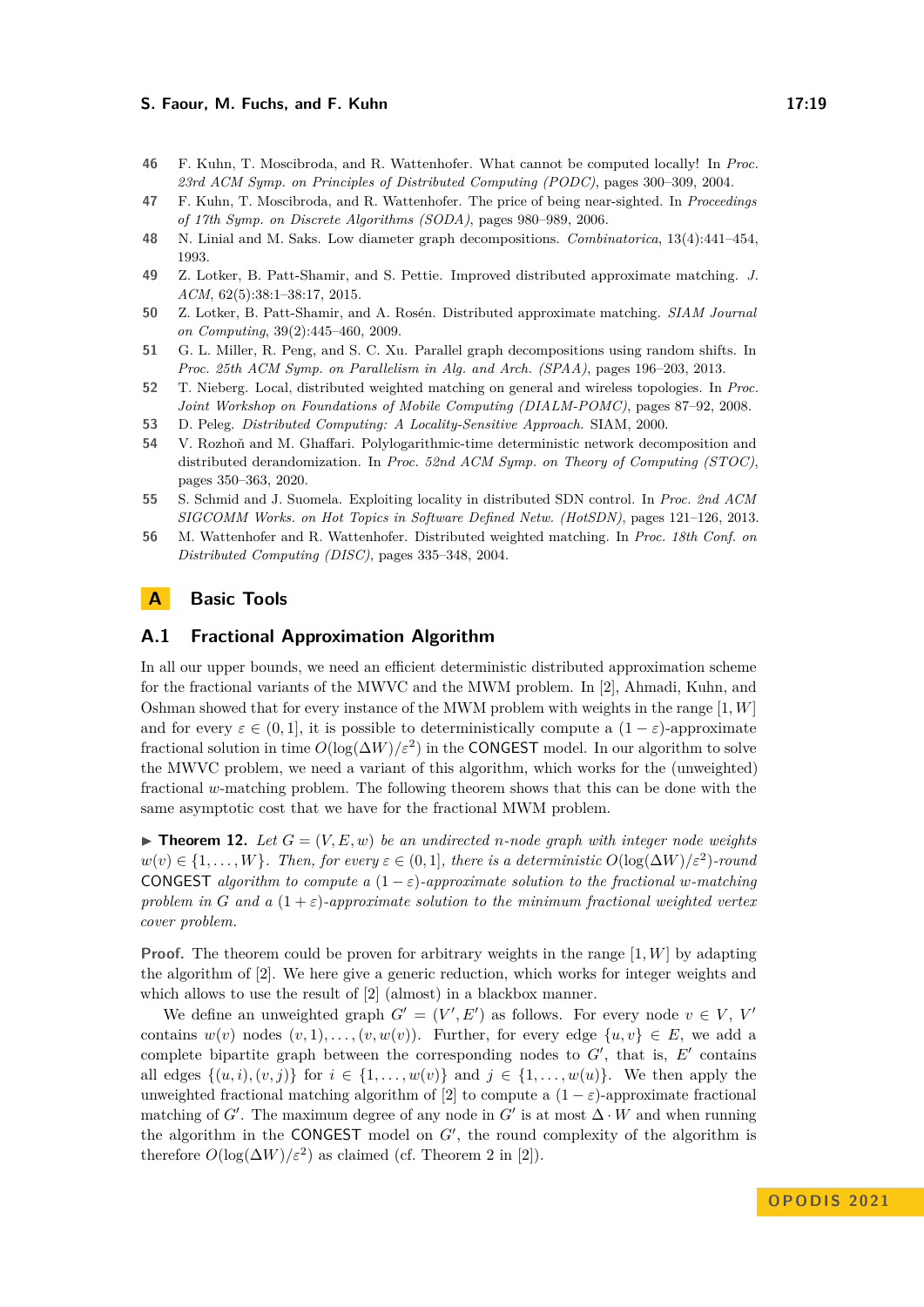46. F. Kuhn, T. Moscibroda, and R. Wattenhofer. What cannot be computed locally! In *Proc. 23rd ACM Symp. on Principles of Distributed Computing (PODC)*, pages 300–309, 2004.
47. F. Kuhn, T. Moscibroda, and R. Wattenhofer. The price of being near-sighted. In *Proceedings of 17th Symp. on Discrete Algorithms (SODA)*, pages 980–989, 2006.
48. N. Linial and M. Saks. Low diameter graph decompositions. *Combinatorica*, 13(4):441–454, 1993.
49. Z. Lotker, B. Patt-Shamir, and S. Pettie. Improved distributed approximate matching. *J. ACM*, 62(5):38:1–38:17, 2015.
50. Z. Lotker, B. Patt-Shamir, and A. Rosén. Distributed approximate matching. *SIAM Journal on Computing*, 39(2):445–460, 2009.
51. G. L. Miller, R. Peng, and S. C. Xu. Parallel graph decompositions using random shifts. In *Proc. 25th ACM Symp. on Parallelism in Alg. and Arch. (SPAA)*, pages 196–203, 2013.
52. T. Nieberg. Local, distributed weighted matching on general and wireless topologies. In *Proc. Joint Workshop on Foundations of Mobile Computing (DIALM-POMC)*, pages 87–92, 2008.
53. D. Peleg. *Distributed Computing: A Locality-Sensitive Approach*. SIAM, 2000.
54. V. Rozhoň and M. Ghaffari. Polylogarithmic-time deterministic network decomposition and distributed derandomization. In *Proc. 52nd ACM Symp. on Theory of Computing (STOC)*, pages 350–363, 2020.
55. S. Schmid and J. Suomela. Exploiting locality in distributed SDN control. In *Proc. 2nd ACM SIGCOMM Works. on Hot Topics in Software Defined Netw. (HotSDN)*, pages 121–126, 2013.
56. M. Wattenhofer and R. Wattenhofer. Distributed weighted matching. In *Proc. 18th Conf. on Distributed Computing (DISC)*, pages 335–348, 2004.

# A Basic Tools

## A.1 Fractional Approximation Algorithm

In all our upper bounds, we need an efficient deterministic distributed approximation scheme for the fractional variants of the MWVC and the MWM problem. In [2], Ahmadi, Kuhn, and Oshman showed that for every instance of the MWM problem with weights in the range $[1, W]$ and for every $\varepsilon \in (0, 1]$, it is possible to deterministically compute a $(1-\varepsilon)$-approximate fractional solution in time $O(\log(\Delta W)/\varepsilon^2)$ in the CONGEST model. In our algorithm to solve the MWVC problem, we need a variant of this algorithm, which works for the (unweighted) fractional $w$-matching problem. The following theorem shows that this can be done with the same asymptotic cost that we have for the fractional MWM problem.

▶ **Theorem 12.** *Let $G = (V, E, w)$ be an undirected $n$-node graph with integer node weights $w(v) \in \{1, \dots, W\}$. Then, for every $\varepsilon \in (0, 1]$, there is a deterministic $O(\log(\Delta W)/\varepsilon^2)$-round CONGEST algorithm to compute a $(1-\varepsilon)$-approximate solution to the fractional $w$-matching problem in $G$ and a $(1+\varepsilon)$-approximate solution to the minimum fractional weighted vertex cover problem.*

**Proof.** The theorem could be proven for arbitrary weights in the range $[1, W]$ by adapting the algorithm of [2]. We here give a generic reduction, which works for integer weights and which allows to use the result of [2] (almost) in a blackbox manner.

We define an unweighted graph $G' = (V', E')$ as follows. For every node $v \in V$, $V'$ contains $w(v)$ nodes $(v, 1), \dots, (v, w(v))$. Further, for every edge $\{u, v\} \in E$, we add a complete bipartite graph between the corresponding nodes to $G'$, that is, $E'$ contains all edges $\{(u, i), (v, j)\}$ for $i \in \{1, \dots, w(v)\}$ and $j \in \{1, \dots, w(u)\}$. We then apply the unweighted fractional matching algorithm of [2] to compute a $(1-\varepsilon)$-approximate fractional matching of $G'$. The maximum degree of any node in $G'$ is at most $\Delta \cdot W$ and when running the algorithm in the CONGEST model on $G'$, the round complexity of the algorithm is therefore $O(\log(\Delta W)/\varepsilon^2)$ as claimed (cf. Theorem 2 in [2]).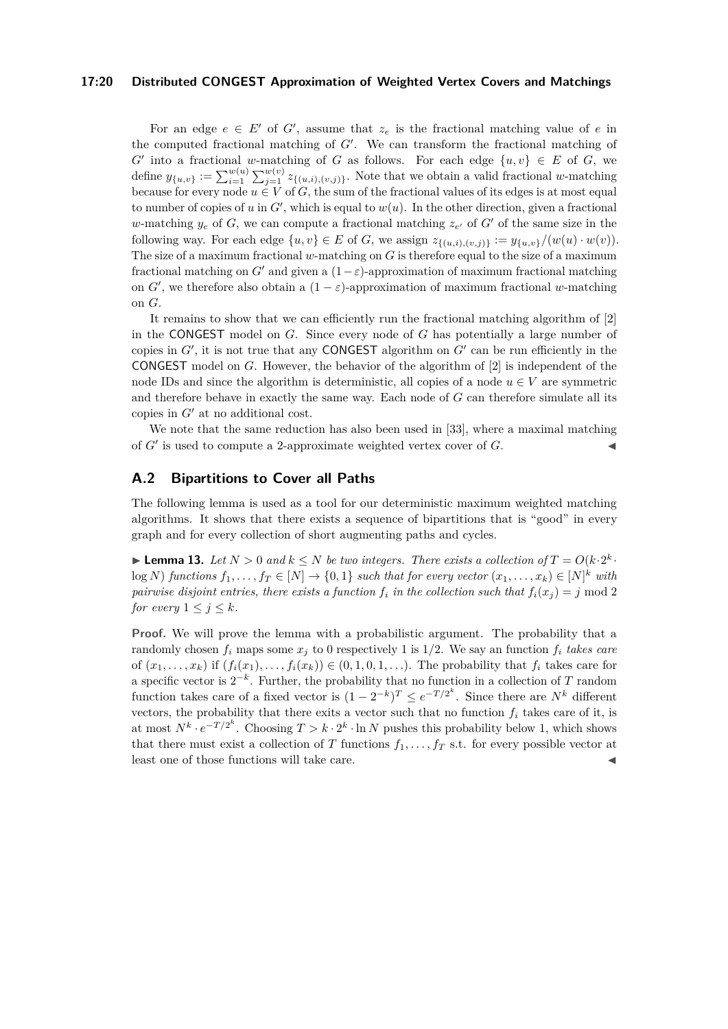For an edge $e \in E'$ of $G'$, assume that $z_e$ is the fractional matching value of $e$ in the computed fractional matching of $G'$. We can transform the fractional matching of $G'$ into a fractional $w$-matching of $G$ as follows. For each edge $\{u,v\} \in E$ of $G$, we define $y_{\{u,v\}} := \sum_{i=1}^{w(u)} \sum_{j=1}^{w(v)} z_{\{(u,i),(v,j)\}}$. Note that we obtain a valid fractional $w$-matching because for every node $u \in V$ of $G$, the sum of the fractional values of its edges is at most equal to number of copies of $u$ in $G'$, which is equal to $w(u)$. In the other direction, given a fractional $w$-matching $y_e$ of $G$, we can compute a fractional matching $z_{e'}$ of $G'$ of the same size in the following way. For each edge $\{u,v\} \in E$ of $G$, we assign $z_{\{(u,i),(v,j)\}} := y_{\{u,v\}}/(w(u) \cdot w(v))$. The size of a maximum fractional $w$-matching on $G$ is therefore equal to the size of a maximum fractional matching on $G'$ and given a $(1-\varepsilon)$-approximation of maximum fractional matching on $G'$, we therefore also obtain a $(1-\varepsilon)$-approximation of maximum fractional $w$-matching on $G$.

It remains to show that we can efficiently run the fractional matching algorithm of [2] in the CONGEST model on $G$. Since every node of $G$ has potentially a large number of copies in $G'$, it is not true that any CONGEST algorithm on $G'$ can be run efficiently in the CONGEST model on $G$. However, the behavior of the algorithm of [2] is independent of the node IDs and since the algorithm is deterministic, all copies of a node $u \in V$ are symmetric and therefore behave in exactly the same way. Each node of $G$ can therefore simulate all its copies in $G'$ at no additional cost.

We note that the same reduction has also been used in [33], where a maximal matching of $G'$ is used to compute a 2-approximate weighted vertex cover of $G$. ◀

## A.2 Bipartitions to Cover all Paths

The following lemma is used as a tool for our deterministic maximum weighted matching algorithms. It shows that there exists a sequence of bipartitions that is "good" in every graph and for every collection of short augmenting paths and cycles.

► **Lemma 13.** *Let $N > 0$ and $k \leq N$ be two integers. There exists a collection of $T = O(k \cdot 2^k \cdot \log N)$ functions $f_1, \ldots, f_T \in [N] \to \{0,1\}$ such that for every vector $(x_1, \ldots, x_k) \in [N]^k$ with pairwise disjoint entries, there exists a function $f_i$ in the collection such that $f_i(x_j) = j \bmod 2$ for every $1 \leq j \leq k$.*

**Proof.** We will prove the lemma with a probabilistic argument. The probability that a randomly chosen $f_i$ maps some $x_j$ to 0 respectively 1 is $1/2$. We say an function $f_i$ *takes care* of $(x_1, \ldots, x_k)$ if $(f_i(x_1), \ldots, f_i(x_k)) \in (0,1,0,1,\ldots)$. The probability that $f_i$ takes care for a specific vector is $2^{-k}$. Further, the probability that no function in a collection of $T$ random function takes care of a fixed vector is $(1-2^{-k})^T \leq e^{-T/2^k}$. Since there are $N^k$ different vectors, the probability that there exits a vector such that no function $f_i$ takes care of it, is at most $N^k \cdot e^{-T/2^k}$. Choosing $T > k \cdot 2^k \cdot \ln N$ pushes this probability below 1, which shows that there must exist a collection of $T$ functions $f_1, \ldots, f_T$ s.t. for every possible vector at least one of those functions will take care. ◀